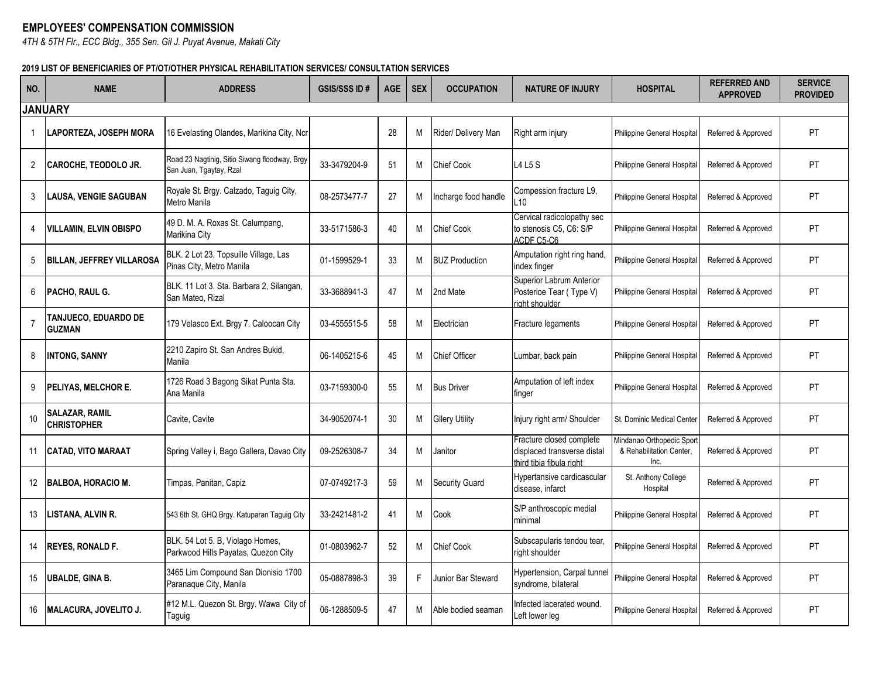**EMPLOYEES' COMPENSATION COMMISSION**

*4TH & 5TH Flr., ECC Bldg., 355 Sen. Gil J. Puyat Avenue, Makati City*

**2019 LIST OF BENEFICIARIES OF PT/OT/OTHER PHYSICAL REHABILITATION SERVICES/ CONSULTATION SERVICES**

| NO. | NAME | ADDRESS | GSIS/SSS ID # | AGE | SEX | OCCUPATION | NATURE OF INJURY | HOSPITAL | REFERRED AND APPROVED | SERVICE PROVIDED |
|---|---|---|---|---|---|---|---|---|---|---|
| **JANUARY** | | | | | | | | | | |
| 1 | **LAPORTEZA, JOSEPH MORA** | 16 Evelasting Olandes, Marikina City, Ncr | | 28 | M | Rider/ Delivery Man | Right arm injury | Philippine General Hospital | Referred & Approved | PT |
| 2 | **CAROCHE, TEODOLO JR.** | Road 23 Nagtinig, Sitio Siwang floodway, Brgy San Juan, Tgaytay, Rzal | 33-3479204-9 | 51 | M | Chief Cook | L4 L5 S | Philippine General Hospital | Referred & Approved | PT |
| 3 | **LAUSA, VENGIE SAGUBAN** | Royale St. Brgy. Calzado, Taguig City, Metro Manila | 08-2573477-7 | 27 | M | Incharge food handle | Compession fracture L9, L10 | Philippine General Hospital | Referred & Approved | PT |
| 4 | **VILLAMIN, ELVIN OBISPO** | 49 D. M. A. Roxas St. Calumpang, Marikina City | 33-5171586-3 | 40 | M | Chief Cook | Cervical radicolopathy sec to stenosis C5, C6: S/P ACDF C5-C6 | Philippine General Hospital | Referred & Approved | PT |
| 5 | **BILLAN, JEFFREY VILLAROSA** | BLK. 2 Lot 23, Topsuille Village, Las Pinas City, Metro Manila | 01-1599529-1 | 33 | M | BUZ Production | Amputation right ring hand, index finger | Philippine General Hospital | Referred & Approved | PT |
| 6 | **PACHO, RAUL G.** | BLK. 11 Lot 3. Sta. Barbara 2, Silangan, San Mateo, Rizal | 33-3688941-3 | 47 | M | 2nd Mate | Superior Labrum Anterior Posterioe Tear ( Type V) right shoulder | Philippine General Hospital | Referred & Approved | PT |
| 7 | **TANJUECO, EDUARDO DE GUZMAN** | 179 Velasco Ext. Brgy 7. Caloocan City | 03-4555515-5 | 58 | M | Electrician | Fracture legaments | Philippine General Hospital | Referred & Approved | PT |
| 8 | **INTONG, SANNY** | 2210 Zapiro St. San Andres Bukid, Manila | 06-1405215-6 | 45 | M | Chief Officer | Lumbar, back pain | Philippine General Hospital | Referred & Approved | PT |
| 9 | **PELIYAS, MELCHOR E.** | 1726 Road 3 Bagong Sikat Punta Sta. Ana Manila | 03-7159300-0 | 55 | M | Bus Driver | Amputation of left index finger | Philippine General Hospital | Referred & Approved | PT |
| 10 | **SALAZAR, RAMIL CHRISTOPHER** | Cavite, Cavite | 34-9052074-1 | 30 | M | Gllery Utility | Injury right arm/ Shoulder | St. Dominic Medical Center | Referred & Approved | PT |
| 11 | **CATAD, VITO MARAAT** | Spring Valley i, Bago Gallera, Davao City | 09-2526308-7 | 34 | M | Janitor | Fracture closed complete displaced transverse distal third tibia fibula right | Mindanao Orthopedic Sport & Rehabilitation Center, Inc. | Referred & Approved | PT |
| 12 | **BALBOA, HORACIO M.** | Timpas, Panitan, Capiz | 07-0749217-3 | 59 | M | Security Guard | Hypertansive cardicascular disease, infarct | St. Anthony College Hospital | Referred & Approved | PT |
| 13 | **LISTANA, ALVIN R.** | 543 6th St. GHQ Brgy. Katuparan Taguig City | 33-2421481-2 | 41 | M | Cook | S/P anthroscopic medial minimal | Philippine General Hospital | Referred & Approved | PT |
| 14 | **REYES, RONALD F.** | BLK. 54 Lot 5. B, Violago Homes, Parkwood Hills Payatas, Quezon City | 01-0803962-7 | 52 | M | Chief Cook | Subscapularis tendou tear, right shoulder | Philippine General Hospital | Referred & Approved | PT |
| 15 | **UBALDE, GINA B.** | 3465 Lim Compound San Dionisio 1700 Paranaque City, Manila | 05-0887898-3 | 39 | F | Junior Bar Steward | Hypertension, Carpal tunnel syndrome, bilateral | Philippine General Hospital | Referred & Approved | PT |
| 16 | **MALACURA, JOVELITO J.** | #12 M.L. Quezon St. Brgy. Wawa City of Taguig | 06-1288509-5 | 47 | M | Able bodied seaman | Infected lacerated wound. Left lower leg | Philippine General Hospital | Referred & Approved | PT |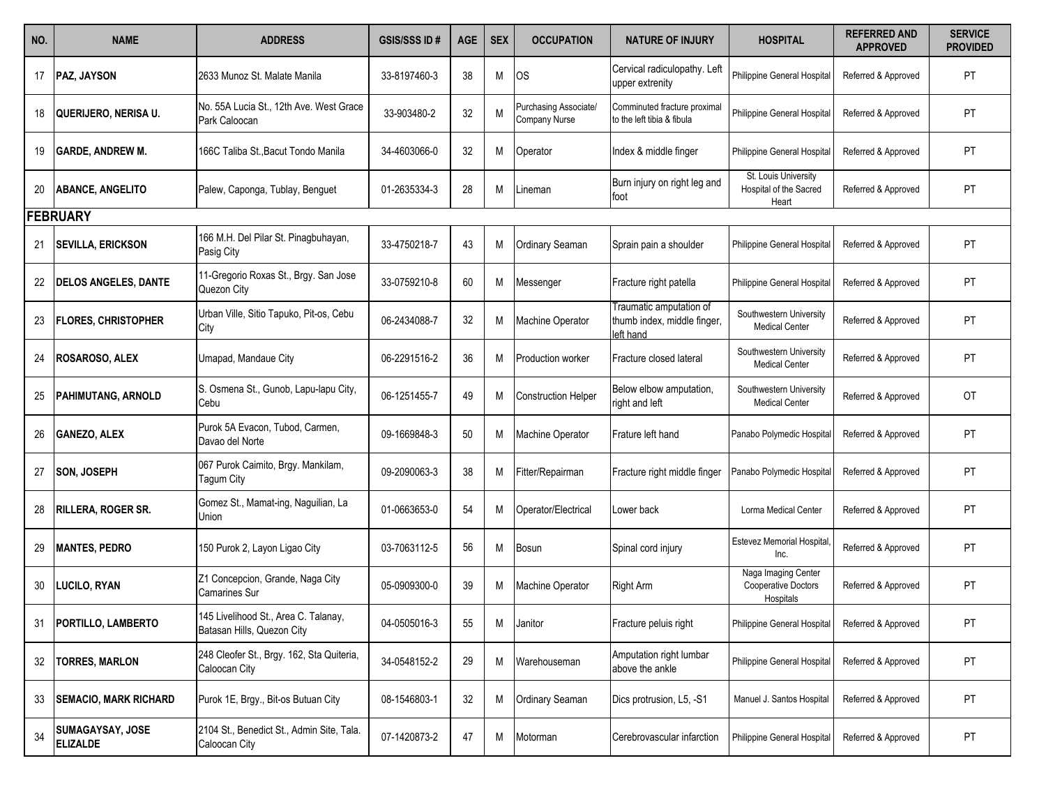| NO. | NAME | ADDRESS | GSIS/SSS ID # | AGE | SEX | OCCUPATION | NATURE OF INJURY | HOSPITAL | REFERRED AND APPROVED | SERVICE PROVIDED |
|---|---|---|---|---|---|---|---|---|---|---|
| 17 | **PAZ, JAYSON** | 2633 Munoz St. Malate Manila | 33-8197460-3 | 38 | M | OS | Cervical radiculopathy. Left upper extrenity | Philippine General Hospital | Referred & Approved | PT |
| 18 | **QUERIJERO, NERISA U.** | No. 55A Lucia St., 12th Ave. West Grace Park Caloocan | 33-903480-2 | 32 | M | Purchasing Associate/ Company Nurse | Comminuted fracture proximal to the left tibia & fibula | Philippine General Hospital | Referred & Approved | PT |
| 19 | **GARDE, ANDREW M.** | 166C Taliba St.,Bacut Tondo Manila | 34-4603066-0 | 32 | M | Operator | Index & middle finger | Philippine General Hospital | Referred & Approved | PT |
| 20 | **ABANCE, ANGELITO** | Palew, Caponga, Tublay, Benguet | 01-2635334-3 | 28 | M | Lineman | Burn injury on right leg and foot | St. Louis University Hospital of the Sacred Heart | Referred & Approved | PT |
| **FEBRUARY** | | | | | | | | | | |
| 21 | **SEVILLA, ERICKSON** | 166 M.H. Del Pilar St. Pinagbuhayan, Pasig City | 33-4750218-7 | 43 | M | Ordinary Seaman | Sprain pain a shoulder | Philippine General Hospital | Referred & Approved | PT |
| 22 | **DELOS ANGELES, DANTE** | 11-Gregorio Roxas St., Brgy. San Jose Quezon City | 33-0759210-8 | 60 | M | Messenger | Fracture right patella | Philippine General Hospital | Referred & Approved | PT |
| 23 | **FLORES, CHRISTOPHER** | Urban Ville, Sitio Tapuko, Pit-os, Cebu City | 06-2434088-7 | 32 | M | Machine Operator | Traumatic amputation of thumb index, middle finger, left hand | Southwestern University Medical Center | Referred & Approved | PT |
| 24 | **ROSAROSO, ALEX** | Umapad, Mandaue City | 06-2291516-2 | 36 | M | Production worker | Fracture closed lateral | Southwestern University Medical Center | Referred & Approved | PT |
| 25 | **PAHIMUTANG, ARNOLD** | S. Osmena St., Gunob, Lapu-lapu City, Cebu | 06-1251455-7 | 49 | M | Construction Helper | Below elbow amputation, right and left | Southwestern University Medical Center | Referred & Approved | OT |
| 26 | **GANEZO, ALEX** | Purok 5A Evacon, Tubod, Carmen, Davao del Norte | 09-1669848-3 | 50 | M | Machine Operator | Frature left hand | Panabo Polymedic Hospital | Referred & Approved | PT |
| 27 | **SON, JOSEPH** | 067 Purok Caimito, Brgy. Mankilam, Tagum City | 09-2090063-3 | 38 | M | Fitter/Repairman | Fracture right middle finger | Panabo Polymedic Hospital | Referred & Approved | PT |
| 28 | **RILLERA, ROGER SR.** | Gomez St., Mamat-ing, Naguilian, La Union | 01-0663653-0 | 54 | M | Operator/Electrical | Lower back | Lorma Medical Center | Referred & Approved | PT |
| 29 | **MANTES, PEDRO** | 150 Purok 2, Layon Ligao City | 03-7063112-5 | 56 | M | Bosun | Spinal cord injury | Estevez Memorial Hospital, Inc. | Referred & Approved | PT |
| 30 | **LUCILO, RYAN** | Z1 Concepcion, Grande, Naga City Camarines Sur | 05-0909300-0 | 39 | M | Machine Operator | Right Arm | Naga Imaging Center Cooperative Doctors Hospitals | Referred & Approved | PT |
| 31 | **PORTILLO, LAMBERTO** | 145 Livelihood St., Area C. Talanay, Batasan Hills, Quezon City | 04-0505016-3 | 55 | M | Janitor | Fracture peluis right | Philippine General Hospital | Referred & Approved | PT |
| 32 | **TORRES, MARLON** | 248 Cleofer St., Brgy. 162, Sta Quiteria, Caloocan City | 34-0548152-2 | 29 | M | Warehouseman | Amputation right lumbar above the ankle | Philippine General Hospital | Referred & Approved | PT |
| 33 | **SEMACIO, MARK RICHARD** | Purok 1E, Brgy., Bit-os Butuan City | 08-1546803-1 | 32 | M | Ordinary Seaman | Dics protrusion, L5, -S1 | Manuel J. Santos Hospital | Referred & Approved | PT |
| 34 | **SUMAGAYSAY, JOSE ELIZALDE** | 2104 St., Benedict St., Admin Site, Tala. Caloocan City | 07-1420873-2 | 47 | M | Motorman | Cerebrovascular infarction | Philippine General Hospital | Referred & Approved | PT |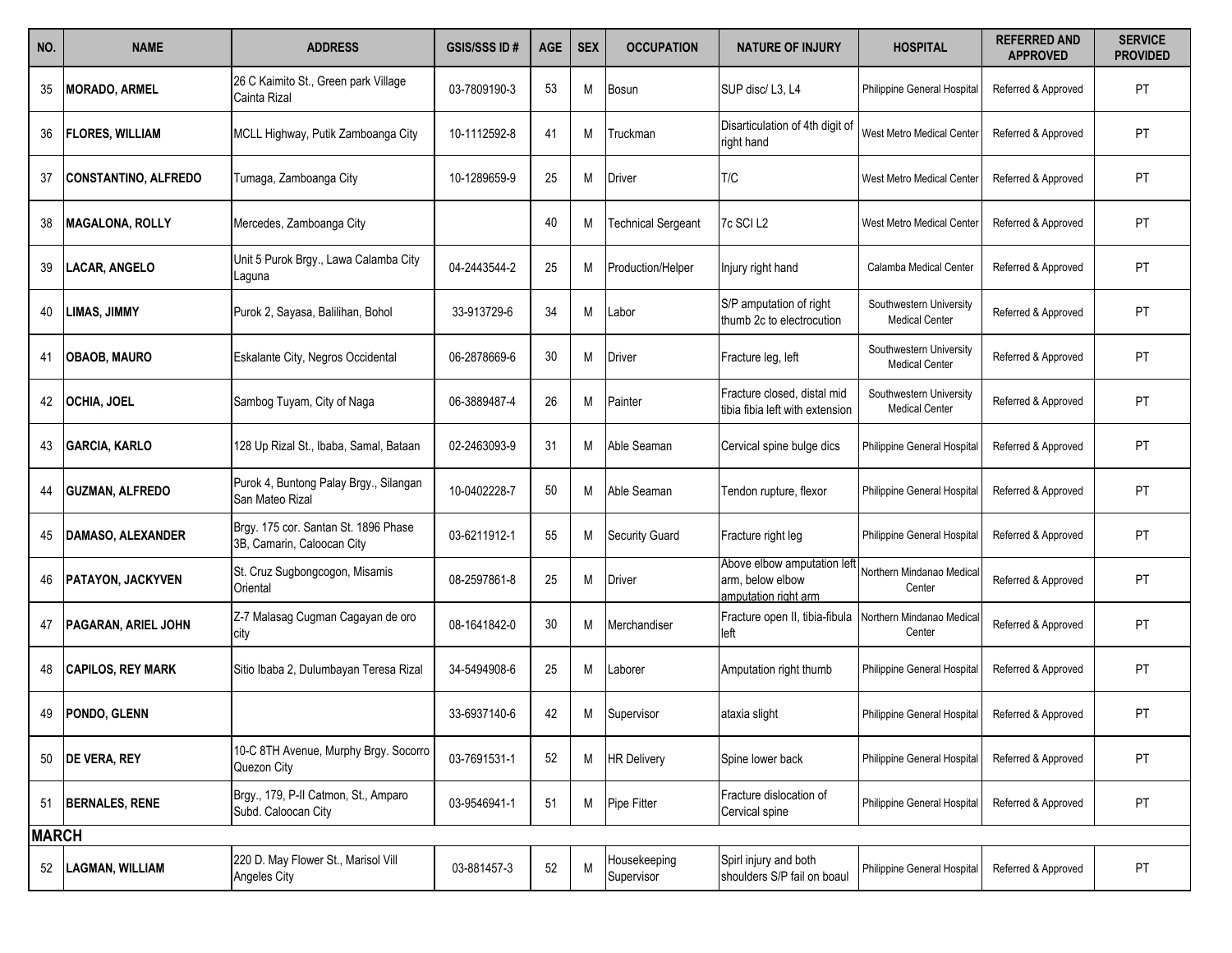| NO. | NAME | ADDRESS | GSIS/SSS ID # | AGE | SEX | OCCUPATION | NATURE OF INJURY | HOSPITAL | REFERRED AND APPROVED | SERVICE PROVIDED |
|---|---|---|---|---|---|---|---|---|---|---|
| 35 | **MORADO, ARMEL** | 26 C Kaimito St., Green park Village Cainta Rizal | 03-7809190-3 | 53 | M | Bosun | SUP disc/ L3, L4 | Philippine General Hospital | Referred & Approved | PT |
| 36 | **FLORES, WILLIAM** | MCLL Highway, Putik Zamboanga City | 10-1112592-8 | 41 | M | Truckman | Disarticulation of 4th digit of right hand | West Metro Medical Center | Referred & Approved | PT |
| 37 | **CONSTANTINO, ALFREDO** | Tumaga, Zamboanga City | 10-1289659-9 | 25 | M | Driver | T/C | West Metro Medical Center | Referred & Approved | PT |
| 38 | **MAGALONA, ROLLY** | Mercedes, Zamboanga City | | 40 | M | Technical Sergeant | 7c SCI L2 | West Metro Medical Center | Referred & Approved | PT |
| 39 | **LACAR, ANGELO** | Unit 5 Purok Brgy., Lawa Calamba City Laguna | 04-2443544-2 | 25 | M | Production/Helper | Injury right hand | Calamba Medical Center | Referred & Approved | PT |
| 40 | **LIMAS, JIMMY** | Purok 2, Sayasa, Balilihan, Bohol | 33-913729-6 | 34 | M | Labor | S/P amputation of right thumb 2c to electrocution | Southwestern University Medical Center | Referred & Approved | PT |
| 41 | **OBAOB, MAURO** | Eskalante City, Negros Occidental | 06-2878669-6 | 30 | M | Driver | Fracture leg, left | Southwestern University Medical Center | Referred & Approved | PT |
| 42 | **OCHIA, JOEL** | Sambog Tuyam, City of Naga | 06-3889487-4 | 26 | M | Painter | Fracture closed, distal mid tibia fibia left with extension | Southwestern University Medical Center | Referred & Approved | PT |
| 43 | **GARCIA, KARLO** | 128 Up Rizal St., Ibaba, Samal, Bataan | 02-2463093-9 | 31 | M | Able Seaman | Cervical spine bulge dics | Philippine General Hospital | Referred & Approved | PT |
| 44 | **GUZMAN, ALFREDO** | Purok 4, Buntong Palay Brgy., Silangan San Mateo Rizal | 10-0402228-7 | 50 | M | Able Seaman | Tendon rupture, flexor | Philippine General Hospital | Referred & Approved | PT |
| 45 | **DAMASO, ALEXANDER** | Brgy. 175 cor. Santan St. 1896 Phase 3B, Camarin, Caloocan City | 03-6211912-1 | 55 | M | Security Guard | Fracture right leg | Philippine General Hospital | Referred & Approved | PT |
| 46 | **PATAYON, JACKYVEN** | St. Cruz Sugbongcogon, Misamis Oriental | 08-2597861-8 | 25 | M | Driver | Above elbow amputation left arm, below elbow amputation right arm | Northern Mindanao Medical Center | Referred & Approved | PT |
| 47 | **PAGARAN, ARIEL JOHN** | Z-7 Malasag Cugman Cagayan de oro city | 08-1641842-0 | 30 | M | Merchandiser | Fracture open II, tibia-fibula left | Northern Mindanao Medical Center | Referred & Approved | PT |
| 48 | **CAPILOS, REY MARK** | Sitio Ibaba 2, Dulumbayan Teresa Rizal | 34-5494908-6 | 25 | M | Laborer | Amputation right thumb | Philippine General Hospital | Referred & Approved | PT |
| 49 | **PONDO, GLENN** | | 33-6937140-6 | 42 | M | Supervisor | ataxia slight | Philippine General Hospital | Referred & Approved | PT |
| 50 | **DE VERA, REY** | 10-C 8TH Avenue, Murphy Brgy. Socorro Quezon City | 03-7691531-1 | 52 | M | HR Delivery | Spine lower back | Philippine General Hospital | Referred & Approved | PT |
| 51 | **BERNALES, RENE** | Brgy., 179, P-II Catmon, St., Amparo Subd. Caloocan City | 03-9546941-1 | 51 | M | Pipe Fitter | Fracture dislocation of Cervical spine | Philippine General Hospital | Referred & Approved | PT |
| **MARCH** | | | | | | | | | | |
| 52 | **LAGMAN, WILLIAM** | 220 D. May Flower St., Marisol Vill Angeles City | 03-881457-3 | 52 | M | Housekeeping Supervisor | Spirl injury and both shoulders S/P fail on boaul | Philippine General Hospital | Referred & Approved | PT |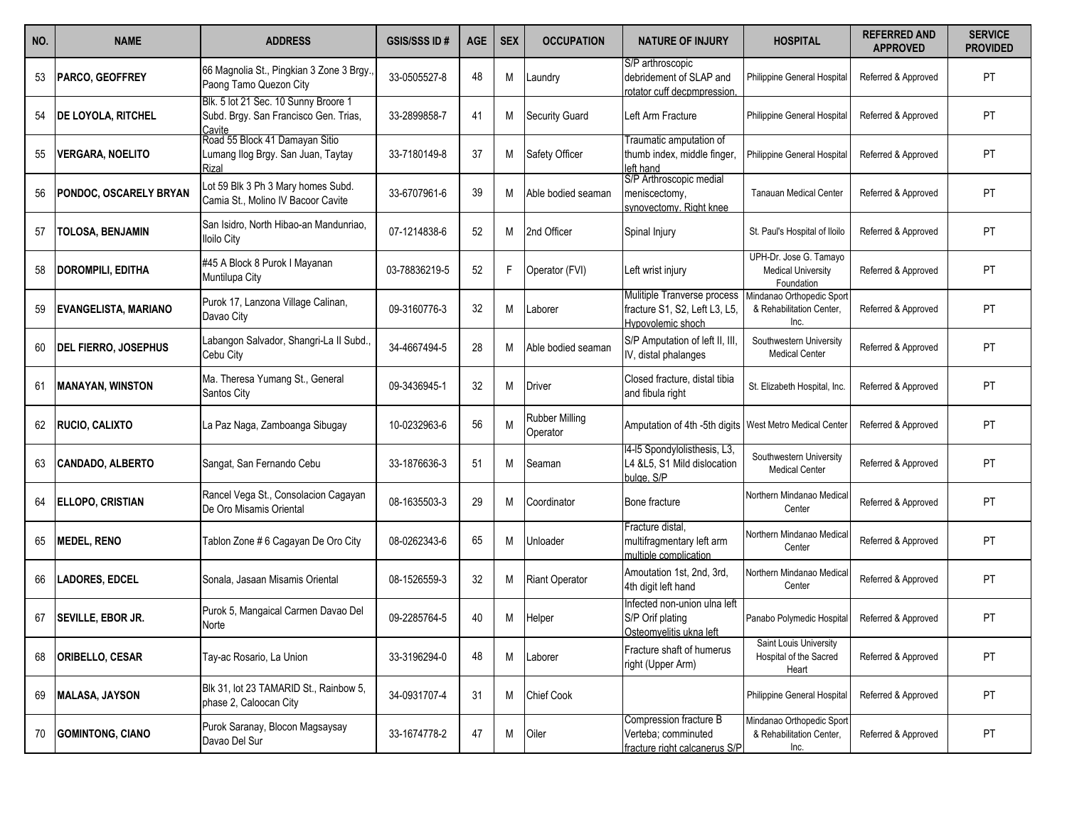| NO. | NAME | ADDRESS | GSIS/SSS ID # | AGE | SEX | OCCUPATION | NATURE OF INJURY | HOSPITAL | REFERRED AND APPROVED | SERVICE PROVIDED |
|---|---|---|---|---|---|---|---|---|---|---|
| 53 | PARCO, GEOFFREY | 66 Magnolia St., Pingkian 3 Zone 3 Brgy., Paong Tamo Quezon City | 33-0505527-8 | 48 | M | Laundry | S/P arthroscopic debridement of SLAP and rotator cuff decpmpression, | Philippine General Hospital | Referred & Approved | PT |
| 54 | DE LOYOLA, RITCHEL | Blk. 5 lot 21 Sec. 10 Sunny Broore 1 Subd. Brgy. San Francisco Gen. Trias, Cavite | 33-2899858-7 | 41 | M | Security Guard | Left Arm Fracture | Philippine General Hospital | Referred & Approved | PT |
| 55 | VERGARA, NOELITO | Road 55 Block 41 Damayan Sitio Lumang Ilog Brgy. San Juan, Taytay Rizal | 33-7180149-8 | 37 | M | Safety Officer | Traumatic amputation of thumb index, middle finger, left hand | Philippine General Hospital | Referred & Approved | PT |
| 56 | PONDOC, OSCARELY BRYAN | Lot 59 Blk 3 Ph 3 Mary homes Subd. Camia St., Molino IV Bacoor Cavite | 33-6707961-6 | 39 | M | Able bodied seaman | S/P Arthroscopic medial meniscectomy, synovectomy. Right knee | Tanauan Medical Center | Referred & Approved | PT |
| 57 | TOLOSA, BENJAMIN | San Isidro, North Hibao-an Mandunriao, Iloilo City | 07-1214838-6 | 52 | M | 2nd Officer | Spinal Injury | St. Paul's Hospital of Iloilo | Referred & Approved | PT |
| 58 | DOROMPILI, EDITHA | #45 A Block 8 Purok I Mayanan Muntilupa City | 03-78836219-5 | 52 | F | Operator (FVI) | Left wrist injury | UPH-Dr. Jose G. Tamayo Medical University Foundation | Referred & Approved | PT |
| 59 | EVANGELISTA, MARIANO | Purok 17, Lanzona Village Calinan, Davao City | 09-3160776-3 | 32 | M | Laborer | Mulitiple Tranverse process fracture S1, S2, Left L3, L5, Hypovolemic shoch | Mindanao Orthopedic Sport & Rehabilitation Center, Inc. | Referred & Approved | PT |
| 60 | DEL FIERRO, JOSEPHUS | Labangon Salvador, Shangri-La II Subd., Cebu City | 34-4667494-5 | 28 | M | Able bodied seaman | S/P Amputation of left II, III, IV, distal phalanges | Southwestern University Medical Center | Referred & Approved | PT |
| 61 | MANAYAN, WINSTON | Ma. Theresa Yumang St., General Santos City | 09-3436945-1 | 32 | M | Driver | Closed fracture, distal tibia and fibula right | St. Elizabeth Hospital, Inc. | Referred & Approved | PT |
| 62 | RUCIO, CALIXTO | La Paz Naga, Zamboanga Sibugay | 10-0232963-6 | 56 | M | Rubber Milling Operator | Amputation of 4th -5th digits | West Metro Medical Center | Referred & Approved | PT |
| 63 | CANDADO, ALBERTO | Sangat, San Fernando Cebu | 33-1876636-3 | 51 | M | Seaman | l4-l5 Spondylolisthesis, L3, L4 &L5, S1 Mild dislocation bulge, S/P | Southwestern University Medical Center | Referred & Approved | PT |
| 64 | ELLOPO, CRISTIAN | Rancel Vega St., Consolacion Cagayan De Oro Misamis Oriental | 08-1635503-3 | 29 | M | Coordinator | Bone fracture | Northern Mindanao Medical Center | Referred & Approved | PT |
| 65 | MEDEL, RENO | Tablon Zone # 6 Cagayan De Oro City | 08-0262343-6 | 65 | M | Unloader | Fracture distal, multifragmentary left arm multiple complication | Northern Mindanao Medical Center | Referred & Approved | PT |
| 66 | LADORES, EDCEL | Sonala, Jasaan Misamis Oriental | 08-1526559-3 | 32 | M | Riant Operator | Amoutation 1st, 2nd, 3rd, 4th digit left hand | Northern Mindanao Medical Center | Referred & Approved | PT |
| 67 | SEVILLE, EBOR JR. | Purok 5, Mangaical Carmen Davao Del Norte | 09-2285764-5 | 40 | M | Helper | Infected non-union ulna left S/P Orif plating Osteomyelitis ukna left | Panabo Polymedic Hospital | Referred & Approved | PT |
| 68 | ORIBELLO, CESAR | Tay-ac Rosario, La Union | 33-3196294-0 | 48 | M | Laborer | Fracture shaft of humerus right (Upper Arm) | Saint Louis University Hospital of the Sacred Heart | Referred & Approved | PT |
| 69 | MALASA, JAYSON | Blk 31, lot 23 TAMARID St., Rainbow 5, phase 2, Caloocan City | 34-0931707-4 | 31 | M | Chief Cook | | Philippine General Hospital | Referred & Approved | PT |
| 70 | GOMINTONG, CIANO | Purok Saranay, Blocon Magsaysay Davao Del Sur | 33-1674778-2 | 47 | M | Oiler | Compression fracture B Verteba; comminuted fracture right calcanerus S/P | Mindanao Orthopedic Sport & Rehabilitation Center, Inc. | Referred & Approved | PT |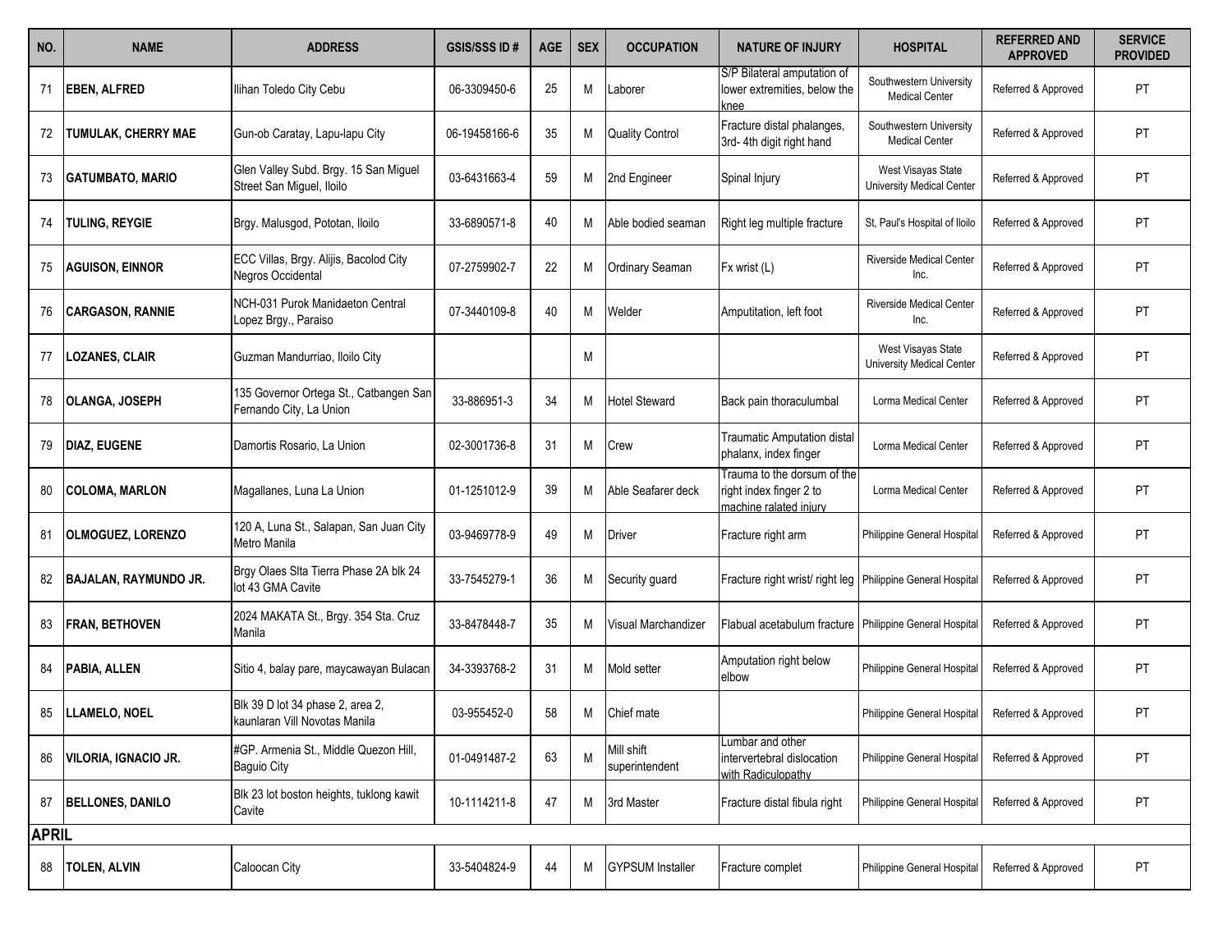| NO. | NAME | ADDRESS | GSIS/SSS ID # | AGE | SEX | OCCUPATION | NATURE OF INJURY | HOSPITAL | REFERRED AND APPROVED | SERVICE PROVIDED |
|---|---|---|---|---|---|---|---|---|---|---|
| 71 | EBEN, ALFRED | Ilihan Toledo City Cebu | 06-3309450-6 | 25 | M | Laborer | S/P Bilateral amputation of lower extremities, below the knee | Southwestern University Medical Center | Referred & Approved | PT |
| 72 | TUMULAK, CHERRY MAE | Gun-ob Caratay, Lapu-lapu City | 06-19458166-6 | 35 | M | Quality Control | Fracture distal phalanges, 3rd- 4th digit right hand | Southwestern University Medical Center | Referred & Approved | PT |
| 73 | GATUMBATO, MARIO | Glen Valley Subd. Brgy. 15 San Miguel Street San Miguel, Iloilo | 03-6431663-4 | 59 | M | 2nd Engineer | Spinal Injury | West Visayas State University Medical Center | Referred & Approved | PT |
| 74 | TULING, REYGIE | Brgy. Malusgod, Pototan, Iloilo | 33-6890571-8 | 40 | M | Able bodied seaman | Right leg multiple fracture | St, Paul's Hospital of Iloilo | Referred & Approved | PT |
| 75 | AGUISON, EINNOR | ECC Villas, Brgy. Alijis, Bacolod City Negros Occidental | 07-2759902-7 | 22 | M | Ordinary Seaman | Fx wrist (L) | Riverside Medical Center Inc. | Referred & Approved | PT |
| 76 | CARGASON, RANNIE | NCH-031 Purok Manidaeton Central Lopez Brgy., Paraiso | 07-3440109-8 | 40 | M | Welder | Amputitation, left foot | Riverside Medical Center Inc. | Referred & Approved | PT |
| 77 | LOZANES, CLAIR | Guzman Mandurriao, Iloilo City | | | M | | | West Visayas State University Medical Center | Referred & Approved | PT |
| 78 | OLANGA, JOSEPH | 135 Governor Ortega St., Catbangen San Fernando City, La Union | 33-886951-3 | 34 | M | Hotel Steward | Back pain thoraculumbal | Lorma Medical Center | Referred & Approved | PT |
| 79 | DIAZ, EUGENE | Damortis Rosario, La Union | 02-3001736-8 | 31 | M | Crew | Traumatic Amputation distal phalanx, index finger | Lorma Medical Center | Referred & Approved | PT |
| 80 | COLOMA, MARLON | Magallanes, Luna La Union | 01-1251012-9 | 39 | M | Able Seafarer deck | Trauma to the dorsum of the right index finger 2 to machine ralated injury | Lorma Medical Center | Referred & Approved | PT |
| 81 | OLMOGUEZ, LORENZO | 120 A, Luna St., Salapan, San Juan City Metro Manila | 03-9469778-9 | 49 | M | Driver | Fracture right arm | Philippine General Hospital | Referred & Approved | PT |
| 82 | BAJALAN, RAYMUNDO JR. | Brgy Olaes Slta Tierra Phase 2A blk 24 lot 43 GMA Cavite | 33-7545279-1 | 36 | M | Security guard | Fracture right wrist/ right leg | Philippine General Hospital | Referred & Approved | PT |
| 83 | FRAN, BETHOVEN | 2024 MAKATA St., Brgy. 354 Sta. Cruz Manila | 33-8478448-7 | 35 | M | Visual Marchandizer | Flabual acetabulum fracture | Philippine General Hospital | Referred & Approved | PT |
| 84 | PABIA, ALLEN | Sitio 4, balay pare, maycawayan Bulacan | 34-3393768-2 | 31 | M | Mold setter | Amputation right below elbow | Philippine General Hospital | Referred & Approved | PT |
| 85 | LLAMELO, NOEL | Blk 39 D lot 34 phase 2, area 2, kaunlaran Vill Novotas Manila | 03-955452-0 | 58 | M | Chief mate | | Philippine General Hospital | Referred & Approved | PT |
| 86 | VILORIA, IGNACIO JR. | #GP. Armenia St., Middle Quezon Hill, Baguio City | 01-0491487-2 | 63 | M | Mill shift superintendent | Lumbar and other intervertebral dislocation with Radiculopathy | Philippine General Hospital | Referred & Approved | PT |
| 87 | BELLONES, DANILO | Blk 23 lot boston heights, tuklong kawit Cavite | 10-1114211-8 | 47 | M | 3rd Master | Fracture distal fibula right | Philippine General Hospital | Referred & Approved | PT |
| **APRIL** | | | | | | | | | | |
| 88 | TOLEN, ALVIN | Caloocan City | 33-5404824-9 | 44 | M | GYPSUM Installer | Fracture complet | Philippine General Hospital | Referred & Approved | PT |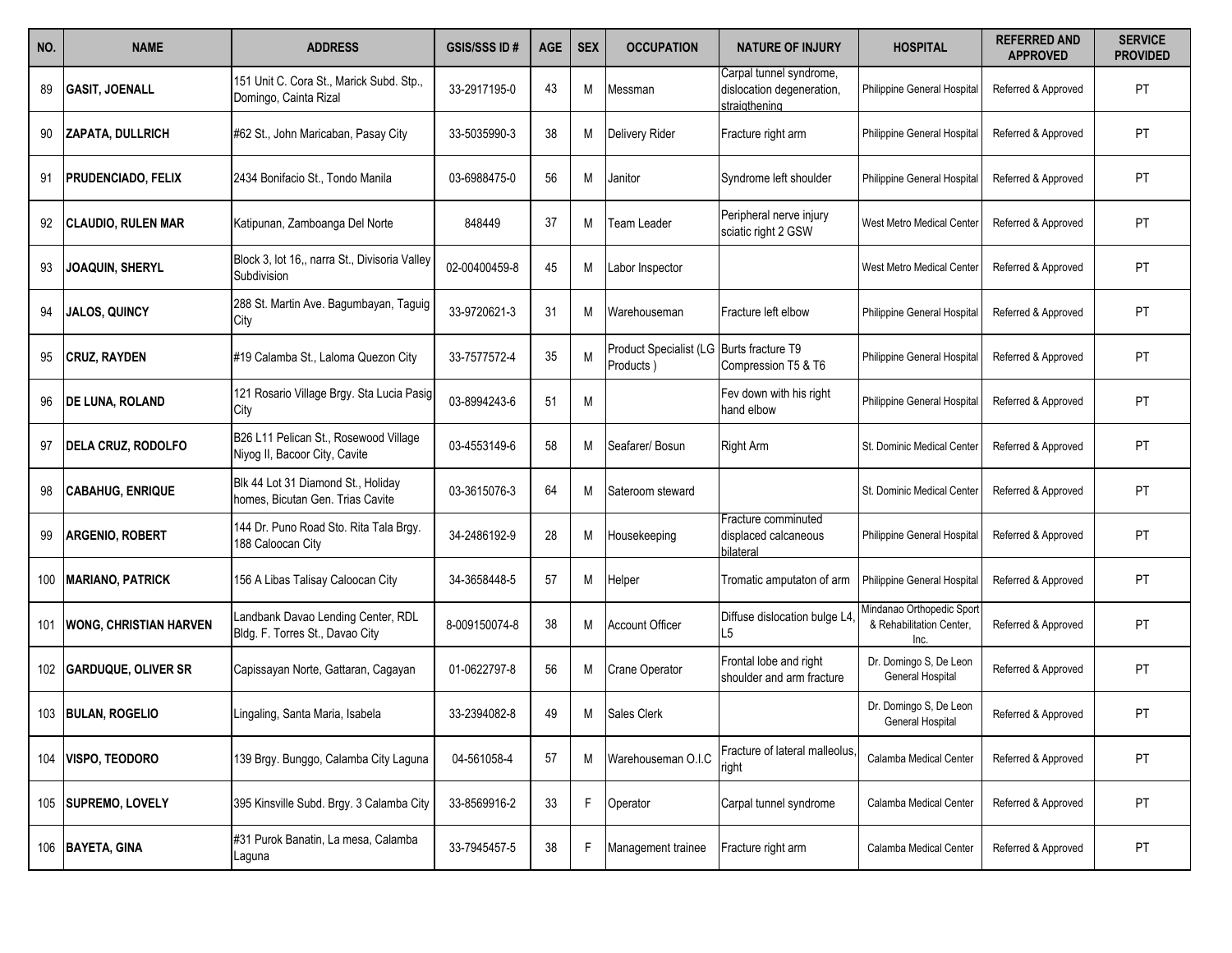| NO. | NAME | ADDRESS | GSIS/SSS ID # | AGE | SEX | OCCUPATION | NATURE OF INJURY | HOSPITAL | REFERRED AND APPROVED | SERVICE PROVIDED |
|---|---|---|---|---|---|---|---|---|---|---|
| 89 | **GASIT, JOENALL** | 151 Unit C. Cora St., Marick Subd. Stp., Domingo, Cainta Rizal | 33-2917195-0 | 43 | M | Messman | Carpal tunnel syndrome, dislocation degeneration, straigthening | Philippine General Hospital | Referred & Approved | PT |
| 90 | **ZAPATA, DULLRICH** | #62 St., John Maricaban, Pasay City | 33-5035990-3 | 38 | M | Delivery Rider | Fracture right arm | Philippine General Hospital | Referred & Approved | PT |
| 91 | **PRUDENCIADO, FELIX** | 2434 Bonifacio St., Tondo Manila | 03-6988475-0 | 56 | M | Janitor | Syndrome left shoulder | Philippine General Hospital | Referred & Approved | PT |
| 92 | **CLAUDIO, RULEN MAR** | Katipunan, Zamboanga Del Norte | 848449 | 37 | M | Team Leader | Peripheral nerve injury sciatic right 2 GSW | West Metro Medical Center | Referred & Approved | PT |
| 93 | **JOAQUIN, SHERYL** | Block 3, lot 16,, narra St., Divisoria Valley Subdivision | 02-00400459-8 | 45 | M | Labor Inspector | | West Metro Medical Center | Referred & Approved | PT |
| 94 | **JALOS, QUINCY** | 288 St. Martin Ave. Bagumbayan, Taguig City | 33-9720621-3 | 31 | M | Warehouseman | Fracture left elbow | Philippine General Hospital | Referred & Approved | PT |
| 95 | **CRUZ, RAYDEN** | #19 Calamba St., Laloma Quezon City | 33-7577572-4 | 35 | M | Product Specialist (LG Products ) | Burts fracture T9 Compression T5 & T6 | Philippine General Hospital | Referred & Approved | PT |
| 96 | **DE LUNA, ROLAND** | 121 Rosario Village Brgy. Sta Lucia Pasig City | 03-8994243-6 | 51 | M | | Fev down with his right hand elbow | Philippine General Hospital | Referred & Approved | PT |
| 97 | **DELA CRUZ, RODOLFO** | B26 L11 Pelican St., Rosewood Village Niyog II, Bacoor City, Cavite | 03-4553149-6 | 58 | M | Seafarer/ Bosun | Right Arm | St. Dominic Medical Center | Referred & Approved | PT |
| 98 | **CABAHUG, ENRIQUE** | Blk 44 Lot 31 Diamond St., Holiday homes, Bicutan Gen. Trias Cavite | 03-3615076-3 | 64 | M | Sateroom steward | | St. Dominic Medical Center | Referred & Approved | PT |
| 99 | **ARGENIO, ROBERT** | 144 Dr. Puno Road Sto. Rita Tala Brgy. 188 Caloocan City | 34-2486192-9 | 28 | M | Housekeeping | Fracture comminuted displaced calcaneous bilateral | Philippine General Hospital | Referred & Approved | PT |
| 100 | **MARIANO, PATRICK** | 156 A Libas Talisay Caloocan City | 34-3658448-5 | 57 | M | Helper | Tromatic amputaton of arm | Philippine General Hospital | Referred & Approved | PT |
| 101 | **WONG, CHRISTIAN HARVEN** | Landbank Davao Lending Center, RDL Bldg. F. Torres St., Davao City | 8-009150074-8 | 38 | M | Account Officer | Diffuse dislocation bulge L4, L5 | Mindanao Orthopedic Sport & Rehabilitation Center, Inc. | Referred & Approved | PT |
| 102 | **GARDUQUE, OLIVER SR** | Capissayan Norte, Gattaran, Cagayan | 01-0622797-8 | 56 | M | Crane Operator | Frontal lobe and right shoulder and arm fracture | Dr. Domingo S, De Leon General Hospital | Referred & Approved | PT |
| 103 | **BULAN, ROGELIO** | Lingaling, Santa Maria, Isabela | 33-2394082-8 | 49 | M | Sales Clerk | | Dr. Domingo S, De Leon General Hospital | Referred & Approved | PT |
| 104 | **VISPO, TEODORO** | 139 Brgy. Bunggo, Calamba City Laguna | 04-561058-4 | 57 | M | Warehouseman O.I.C | Fracture of lateral malleolus, right | Calamba Medical Center | Referred & Approved | PT |
| 105 | **SUPREMO, LOVELY** | 395 Kinsville Subd. Brgy. 3 Calamba City | 33-8569916-2 | 33 | F | Operator | Carpal tunnel syndrome | Calamba Medical Center | Referred & Approved | PT |
| 106 | **BAYETA, GINA** | #31 Purok Banatin, La mesa, Calamba Laguna | 33-7945457-5 | 38 | F | Management trainee | Fracture right arm | Calamba Medical Center | Referred & Approved | PT |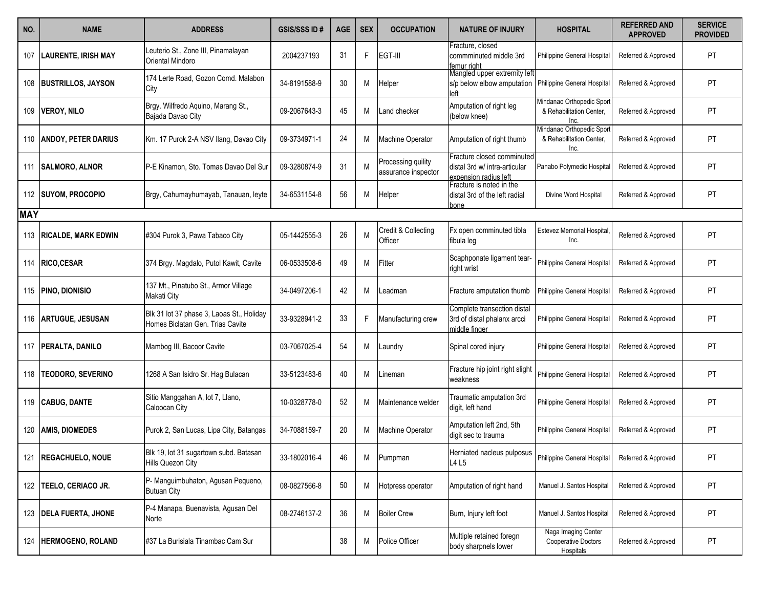| NO. | NAME | ADDRESS | GSIS/SSS ID # | AGE | SEX | OCCUPATION | NATURE OF INJURY | HOSPITAL | REFERRED AND APPROVED | SERVICE PROVIDED |
|---|---|---|---|---|---|---|---|---|---|---|
| 107 | **LAURENTE, IRISH MAY** | Leuterio St., Zone III, Pinamalayan Oriental Mindoro | 2004237193 | 31 | F | EGT-III | Fracture, closed commminuted middle 3rd femur right | Philippine General Hospital | Referred & Approved | PT |
| 108 | **BUSTRILLOS, JAYSON** | 174 Lerte Road, Gozon Comd. Malabon City | 34-8191588-9 | 30 | M | Helper | Mangled upper extremity left s/p below elbow amputation left | Philippine General Hospital | Referred & Approved | PT |
| 109 | **VEROY, NILO** | Brgy. Wilfredo Aquino, Marang St., Bajada Davao City | 09-2067643-3 | 45 | M | Land checker | Amputation of right leg (below knee) | Mindanao Orthopedic Sport & Rehabilitation Center, Inc. | Referred & Approved | PT |
| 110 | **ANDOY, PETER DARIUS** | Km. 17 Purok 2-A NSV Ilang, Davao City | 09-3734971-1 | 24 | M | Machine Operator | Amputation of right thumb | Mindanao Orthopedic Sport & Rehabilitation Center, Inc. | Referred & Approved | PT |
| 111 | **SALMORO, ALNOR** | P-E Kinamon, Sto. Tomas Davao Del Sur | 09-3280874-9 | 31 | M | Processing quility assurance inspector | Fracture closed comminuted distal 3rd w/ intra-articular expension radius left | Panabo Polymedic Hospital | Referred & Approved | PT |
| 112 | **SUYOM, PROCOPIO** | Brgy, Cahumayhumayab, Tanauan, leyte | 34-6531154-8 | 56 | M | Helper | Fracture is noted in the distal 3rd of the left radial bone | Divine Word Hospital | Referred & Approved | PT |
| **MAY** | | | | | | | | | | |
| 113 | **RICALDE, MARK EDWIN** | #304 Purok 3, Pawa Tabaco City | 05-1442555-3 | 26 | M | Credit & Collecting Officer | Fx open comminuted tibla fibula leg | Estevez Memorial Hospital, Inc. | Referred & Approved | PT |
| 114 | **RICO,CESAR** | 374 Brgy. Magdalo, Putol Kawit, Cavite | 06-0533508-6 | 49 | M | Fitter | Scaphponate ligament tear- right wrist | Philippine General Hospital | Referred & Approved | PT |
| 115 | **PINO, DIONISIO** | 137 Mt., Pinatubo St., Armor Village Makati City | 34-0497206-1 | 42 | M | Leadman | Fracture amputation thumb | Philippine General Hospital | Referred & Approved | PT |
| 116 | **ARTUGUE, JESUSAN** | Blk 31 lot 37 phase 3, Laoas St., Holiday Homes Biclatan Gen. Trias Cavite | 33-9328941-2 | 33 | F | Manufacturing crew | Complete transection distal 3rd of distal phalanx arcci middle finger | Philippine General Hospital | Referred & Approved | PT |
| 117 | **PERALTA, DANILO** | Mambog III, Bacoor Cavite | 03-7067025-4 | 54 | M | Laundry | Spinal cored injury | Philippine General Hospital | Referred & Approved | PT |
| 118 | **TEODORO, SEVERINO** | 1268 A San Isidro Sr. Hag Bulacan | 33-5123483-6 | 40 | M | Lineman | Fracture hip joint right slight weakness | Philippine General Hospital | Referred & Approved | PT |
| 119 | **CABUG, DANTE** | Sitio Manggahan A, lot 7, Llano, Caloocan City | 10-0328778-0 | 52 | M | Maintenance welder | Traumatic amputation 3rd digit, left hand | Philippine General Hospital | Referred & Approved | PT |
| 120 | **AMIS, DIOMEDES** | Purok 2, San Lucas, Lipa City, Batangas | 34-7088159-7 | 20 | M | Machine Operator | Amputation left 2nd, 5th digit sec to trauma | Philippine General Hospital | Referred & Approved | PT |
| 121 | **REGACHUELO, NOUE** | Blk 19, lot 31 sugartown subd. Batasan Hills Quezon City | 33-1802016-4 | 46 | M | Pumpman | Herniated nacleus pulposus L4 L5 | Philippine General Hospital | Referred & Approved | PT |
| 122 | **TEELO, CERIACO JR.** | P- Manguimbuhaton, Agusan Pequeno, Butuan City | 08-0827566-8 | 50 | M | Hotpress operator | Amputation of right hand | Manuel J. Santos Hospital | Referred & Approved | PT |
| 123 | **DELA FUERTA, JHONE** | P-4 Manapa, Buenavista, Agusan Del Norte | 08-2746137-2 | 36 | M | Boiler Crew | Burn, Injury left foot | Manuel J. Santos Hospital | Referred & Approved | PT |
| 124 | **HERMOGENO, ROLAND** | #37 La Burisiala Tinambac Cam Sur | | 38 | M | Police Officer | Multiple retained foregn body sharpnels lower | Naga Imaging Center Cooperative Doctors Hospitals | Referred & Approved | PT |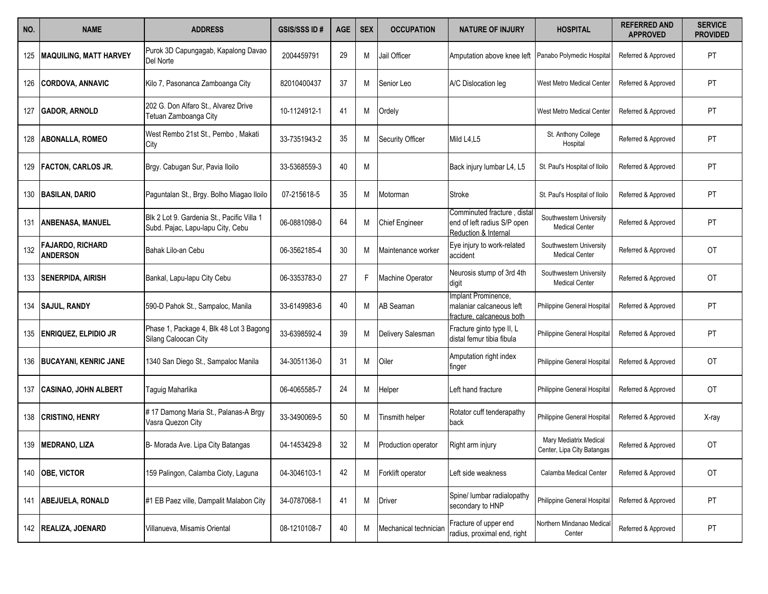| NO. | NAME | ADDRESS | GSIS/SSS ID # | AGE | SEX | OCCUPATION | NATURE OF INJURY | HOSPITAL | REFERRED AND APPROVED | SERVICE PROVIDED |
|---|---|---|---|---|---|---|---|---|---|---|
| 125 | **MAQUILING, MATT HARVEY** | Purok 3D Capungagab, Kapalong Davao Del Norte | 2004459791 | 29 | M | Jail Officer | Amputation above knee left | Panabo Polymedic Hospital | Referred & Approved | PT |
| 126 | **CORDOVA, ANNAVIC** | Kilo 7, Pasonanca Zamboanga City | 82010400437 | 37 | M | Senior Leo | A/C Dislocation leg | West Metro Medical Center | Referred & Approved | PT |
| 127 | **GADOR, ARNOLD** | 202 G. Don Alfaro St., Alvarez Drive Tetuan Zamboanga City | 10-1124912-1 | 41 | M | Ordely | | West Metro Medical Center | Referred & Approved | PT |
| 128 | **ABONALLA, ROMEO** | West Rembo 21st St., Pembo , Makati City | 33-7351943-2 | 35 | M | Security Officer | Mild L4,L5 | St. Anthony College Hospital | Referred & Approved | PT |
| 129 | **FACTON, CARLOS JR.** | Brgy. Cabugan Sur, Pavia Iloilo | 33-5368559-3 | 40 | M | | Back injury lumbar L4, L5 | St. Paul's Hospital of Iloilo | Referred & Approved | PT |
| 130 | **BASILAN, DARIO** | Paguntalan St., Brgy. Bolho Miagao Iloilo | 07-215618-5 | 35 | M | Motorman | Stroke | St. Paul's Hospital of Iloilo | Referred & Approved | PT |
| 131 | **ANBENASA, MANUEL** | Blk 2 Lot 9. Gardenia St., Pacific Villa 1 Subd. Pajac, Lapu-lapu City, Cebu | 06-0881098-0 | 64 | M | Chief Engineer | Comminuted fracture , distal end of left radius S/P open Reduction & Internal | Southwestern University Medical Center | Referred & Approved | PT |
| 132 | **FAJARDO, RICHARD ANDERSON** | Bahak Lilo-an Cebu | 06-3562185-4 | 30 | M | Maintenance worker | Eye injury to work-related accident | Southwestern University Medical Center | Referred & Approved | OT |
| 133 | **SENERPIDA, AIRISH** | Bankal, Lapu-lapu City Cebu | 06-3353783-0 | 27 | F | Machine Operator | Neurosis stump of 3rd 4th digit | Southwestern University Medical Center | Referred & Approved | OT |
| 134 | **SAJUL, RANDY** | 590-D Pahok St., Sampaloc, Manila | 33-6149983-6 | 40 | M | AB Seaman | Implant Prominence, malaniar calcaneous left fracture, calcaneous both | Philippine General Hospital | Referred & Approved | PT |
| 135 | **ENRIQUEZ, ELPIDIO JR** | Phase 1, Package 4, Blk 48 Lot 3 Bagong Silang Caloocan City | 33-6398592-4 | 39 | M | Delivery Salesman | Fracture ginto type II, L distal femur tibia fibula | Philippine General Hospital | Referred & Approved | PT |
| 136 | **BUCAYANI, KENRIC JANE** | 1340 San Diego St., Sampaloc Manila | 34-3051136-0 | 31 | M | Oiler | Amputation right index finger | Philippine General Hospital | Referred & Approved | OT |
| 137 | **CASINAO, JOHN ALBERT** | Taguig Maharlika | 06-4065585-7 | 24 | M | Helper | Left hand fracture | Philippine General Hospital | Referred & Approved | OT |
| 138 | **CRISTINO, HENRY** | # 17 Damong Maria St., Palanas-A Brgy Vasra Quezon City | 33-3490069-5 | 50 | M | Tinsmith helper | Rotator cuff tenderapathy back | Philippine General Hospital | Referred & Approved | X-ray |
| 139 | **MEDRANO, LIZA** | B- Morada Ave. Lipa City Batangas | 04-1453429-8 | 32 | M | Production operator | Right arm injury | Mary Mediatrix Medical Center, Lipa City Batangas | Referred & Approved | OT |
| 140 | **OBE, VICTOR** | 159 Palingon, Calamba Cioty, Laguna | 04-3046103-1 | 42 | M | Forklift operator | Left side weakness | Calamba Medical Center | Referred & Approved | OT |
| 141 | **ABEJUELA, RONALD** | #1 EB Paez ville, Dampalit Malabon City | 34-0787068-1 | 41 | M | Driver | Spine/ lumbar radialopathy secondary to HNP | Philippine General Hospital | Referred & Approved | PT |
| 142 | **REALIZA, JOENARD** | Villanueva, Misamis Oriental | 08-1210108-7 | 40 | M | Mechanical technician | Fracture of upper end radius, proximal end, right | Northern Mindanao Medical Center | Referred & Approved | PT |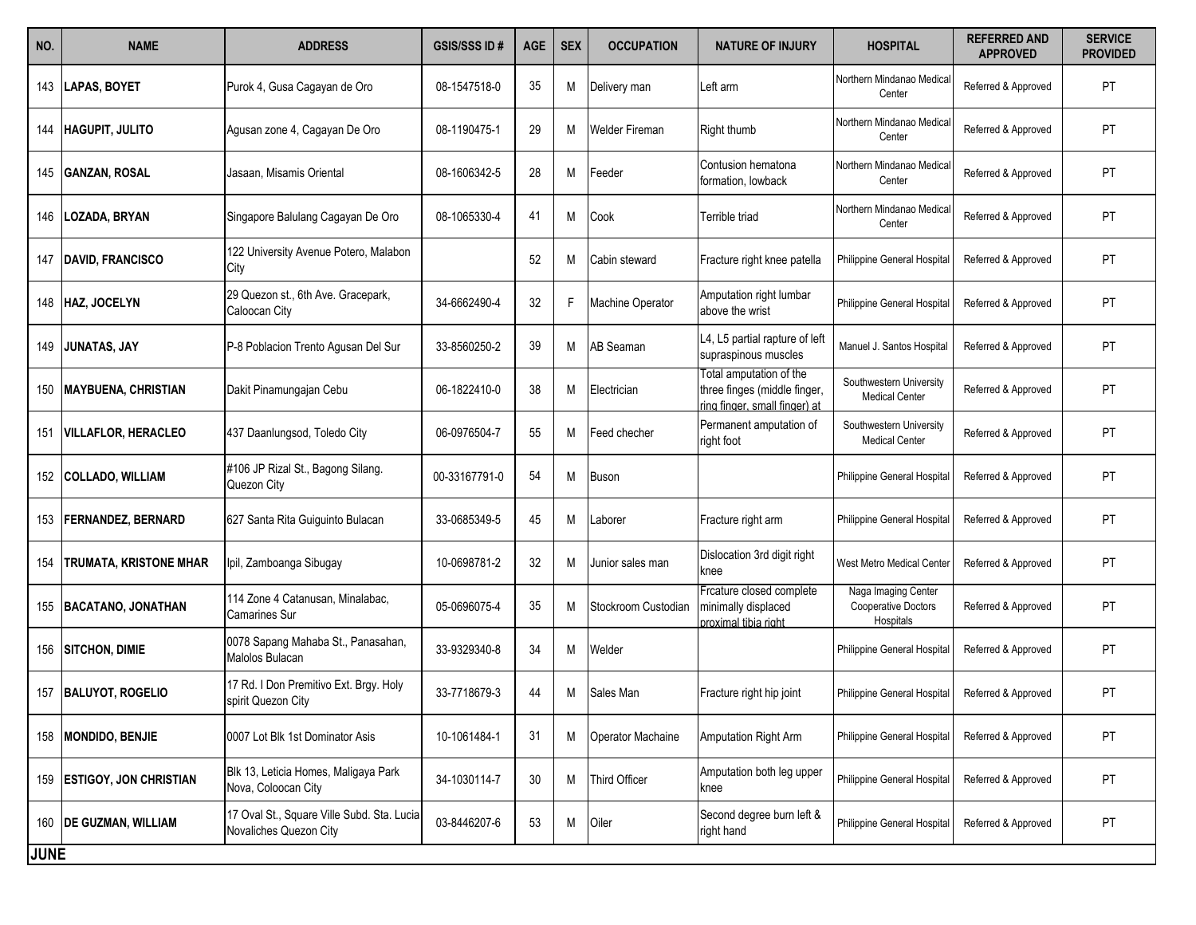| NO. | NAME | ADDRESS | GSIS/SSS ID # | AGE | SEX | OCCUPATION | NATURE OF INJURY | HOSPITAL | REFERRED AND APPROVED | SERVICE PROVIDED |
|---|---|---|---|---|---|---|---|---|---|---|
| 143 | **LAPAS, BOYET** | Purok 4, Gusa Cagayan de Oro | 08-1547518-0 | 35 | M | Delivery man | Left arm | Northern Mindanao Medical Center | Referred & Approved | PT |
| 144 | **HAGUPIT, JULITO** | Agusan zone 4, Cagayan De Oro | 08-1190475-1 | 29 | M | Welder Fireman | Right thumb | Northern Mindanao Medical Center | Referred & Approved | PT |
| 145 | **GANZAN, ROSAL** | Jasaan, Misamis Oriental | 08-1606342-5 | 28 | M | Feeder | Contusion hematona formation, lowback | Northern Mindanao Medical Center | Referred & Approved | PT |
| 146 | **LOZADA, BRYAN** | Singapore Balulang Cagayan De Oro | 08-1065330-4 | 41 | M | Cook | Terrible triad | Northern Mindanao Medical Center | Referred & Approved | PT |
| 147 | **DAVID, FRANCISCO** | 122 University Avenue Potero, Malabon City | | 52 | M | Cabin steward | Fracture right knee patella | Philippine General Hospital | Referred & Approved | PT |
| 148 | **HAZ, JOCELYN** | 29 Quezon st., 6th Ave. Gracepark, Caloocan City | 34-6662490-4 | 32 | F | Machine Operator | Amputation right lumbar above the wrist | Philippine General Hospital | Referred & Approved | PT |
| 149 | **JUNATAS, JAY** | P-8 Poblacion Trento Agusan Del Sur | 33-8560250-2 | 39 | M | AB Seaman | L4, L5 partial rapture of left supraspinous muscles | Manuel J. Santos Hospital | Referred & Approved | PT |
| 150 | **MAYBUENA, CHRISTIAN** | Dakit Pinamungajan Cebu | 06-1822410-0 | 38 | M | Electrician | Total amputation of the three fingers (middle finger, ring finger, small finger) at | Southwestern University Medical Center | Referred & Approved | PT |
| 151 | **VILLAFLOR, HERACLEO** | 437 Daanlungsod, Toledo City | 06-0976504-7 | 55 | M | Feed checher | Permanent amputation of right foot | Southwestern University Medical Center | Referred & Approved | PT |
| 152 | **COLLADO, WILLIAM** | #106 JP Rizal St., Bagong Silang. Quezon City | 00-33167791-0 | 54 | M | Buson | | Philippine General Hospital | Referred & Approved | PT |
| 153 | **FERNANDEZ, BERNARD** | 627 Santa Rita Guiguinto Bulacan | 33-0685349-5 | 45 | M | Laborer | Fracture right arm | Philippine General Hospital | Referred & Approved | PT |
| 154 | **TRUMATA, KRISTONE MHAR** | Ipil, Zamboanga Sibugay | 10-0698781-2 | 32 | M | Junior sales man | Dislocation 3rd digit right knee | West Metro Medical Center | Referred & Approved | PT |
| 155 | **BACATANO, JONATHAN** | 114 Zone 4 Catanusan, Minalabac, Camarines Sur | 05-0696075-4 | 35 | M | Stockroom Custodian | Frcature closed complete minimally displaced proximal tibia right | Naga Imaging Center Cooperative Doctors Hospitals | Referred & Approved | PT |
| 156 | **SITCHON, DIMIE** | 0078 Sapang Mahaba St., Panasahan, Malolos Bulacan | 33-9329340-8 | 34 | M | Welder | | Philippine General Hospital | Referred & Approved | PT |
| 157 | **BALUYOT, ROGELIO** | 17 Rd. I Don Premitivo Ext. Brgy. Holy spirit Quezon City | 33-7718679-3 | 44 | M | Sales Man | Fracture right hip joint | Philippine General Hospital | Referred & Approved | PT |
| 158 | **MONDIDO, BENJIE** | 0007 Lot Blk 1st Dominator Asis | 10-1061484-1 | 31 | M | Operator Machaine | Amputation Right Arm | Philippine General Hospital | Referred & Approved | PT |
| 159 | **ESTIGOY, JON CHRISTIAN** | Blk 13, Leticia Homes, Maligaya Park Nova, Coloocan City | 34-1030114-7 | 30 | M | Third Officer | Amputation both leg upper knee | Philippine General Hospital | Referred & Approved | PT |
| 160 | **DE GUZMAN, WILLIAM** | 17 Oval St., Square Ville Subd. Sta. Lucia Novaliches Quezon City | 03-8446207-6 | 53 | M | Oiler | Second degree burn left & right hand | Philippine General Hospital | Referred & Approved | PT |
| **JUNE** | | | | | | | | | | |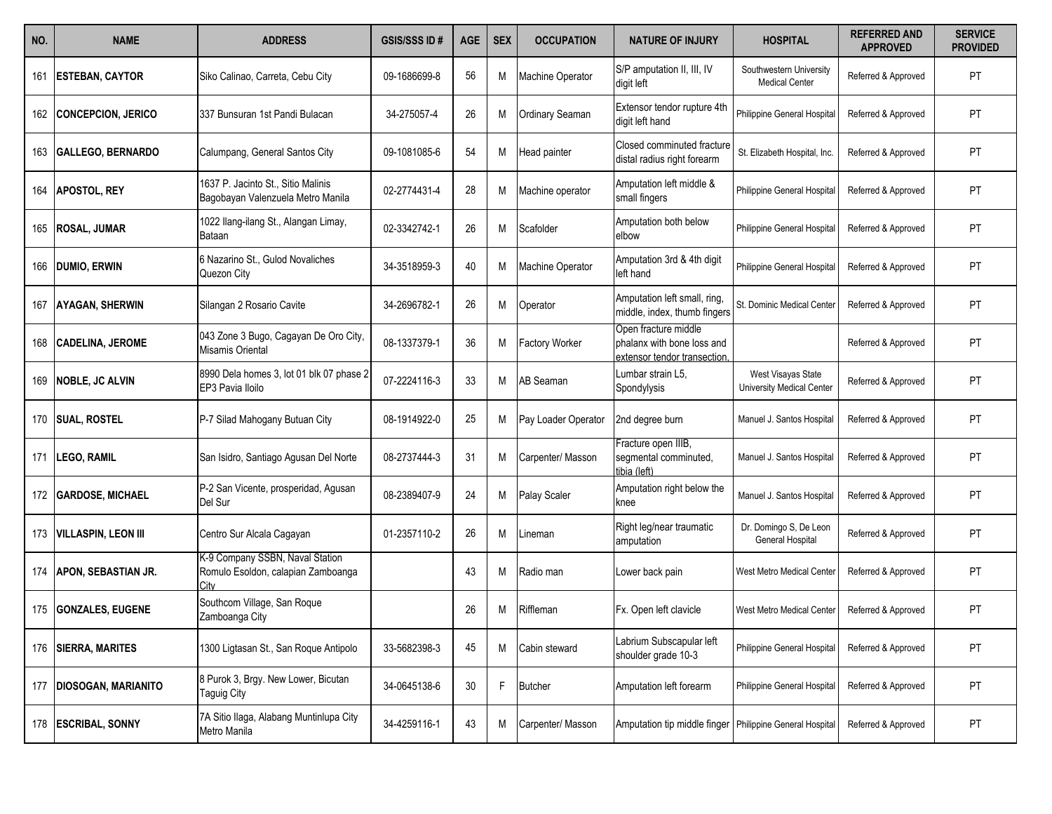| NO. | NAME | ADDRESS | GSIS/SSS ID # | AGE | SEX | OCCUPATION | NATURE OF INJURY | HOSPITAL | REFERRED AND APPROVED | SERVICE PROVIDED |
|---|---|---|---|---|---|---|---|---|---|---|
| 161 | **ESTEBAN, CAYTOR** | Siko Calinao, Carreta, Cebu City | 09-1686699-8 | 56 | M | Machine Operator | S/P amputation II, III, IV digit left | Southwestern University Medical Center | Referred & Approved | PT |
| 162 | **CONCEPCION, JERICO** | 337 Bunsuran 1st Pandi Bulacan | 34-275057-4 | 26 | M | Ordinary Seaman | Extensor tendor rupture 4th digit left hand | Philippine General Hospital | Referred & Approved | PT |
| 163 | **GALLEGO, BERNARDO** | Calumpang, General Santos City | 09-1081085-6 | 54 | M | Head painter | Closed comminuted fracture distal radius right forearm | St. Elizabeth Hospital, Inc. | Referred & Approved | PT |
| 164 | **APOSTOL, REY** | 1637 P. Jacinto St., Sitio Malinis Bagobayan Valenzuela Metro Manila | 02-2774431-4 | 28 | M | Machine operator | Amputation left middle & small fingers | Philippine General Hospital | Referred & Approved | PT |
| 165 | **ROSAL, JUMAR** | 1022 Ilang-ilang St., Alangan Limay, Bataan | 02-3342742-1 | 26 | M | Scafolder | Amputation both below elbow | Philippine General Hospital | Referred & Approved | PT |
| 166 | **DUMIO, ERWIN** | 6 Nazarino St., Gulod Novaliches Quezon City | 34-3518959-3 | 40 | M | Machine Operator | Amputation 3rd & 4th digit left hand | Philippine General Hospital | Referred & Approved | PT |
| 167 | **AYAGAN, SHERWIN** | Silangan 2 Rosario Cavite | 34-2696782-1 | 26 | M | Operator | Amputation left small, ring, middle, index, thumb fingers | St. Dominic Medical Center | Referred & Approved | PT |
| 168 | **CADELINA, JEROME** | 043 Zone 3 Bugo, Cagayan De Oro City, Misamis Oriental | 08-1337379-1 | 36 | M | Factory Worker | Open fracture middle phalanx with bone loss and extensor tendor transection, | | Referred & Approved | PT |
| 169 | **NOBLE, JC ALVIN** | 8990 Dela homes 3, lot 01 blk 07 phase 2 EP3 Pavia Iloilo | 07-2224116-3 | 33 | M | AB Seaman | Lumbar strain L5, Spondylysis | West Visayas State University Medical Center | Referred & Approved | PT |
| 170 | **SUAL, ROSTEL** | P-7 Silad Mahogany Butuan City | 08-1914922-0 | 25 | M | Pay Loader Operator | 2nd degree burn | Manuel J. Santos Hospital | Referred & Approved | PT |
| 171 | **LEGO, RAMIL** | San Isidro, Santiago Agusan Del Norte | 08-2737444-3 | 31 | M | Carpenter/ Masson | Fracture open IIIB, segmental comminuted, tibia (left) | Manuel J. Santos Hospital | Referred & Approved | PT |
| 172 | **GARDOSE, MICHAEL** | P-2 San Vicente, prosperidad, Agusan Del Sur | 08-2389407-9 | 24 | M | Palay Scaler | Amputation right below the knee | Manuel J. Santos Hospital | Referred & Approved | PT |
| 173 | **VILLASPIN, LEON III** | Centro Sur Alcala Cagayan | 01-2357110-2 | 26 | M | Lineman | Right leg/near traumatic amputation | Dr. Domingo S, De Leon General Hospital | Referred & Approved | PT |
| 174 | **APON, SEBASTIAN JR.** | K-9 Company SSBN, Naval Station Romulo Esoldon, calapian Zamboanga City | | 43 | M | Radio man | Lower back pain | West Metro Medical Center | Referred & Approved | PT |
| 175 | **GONZALES, EUGENE** | Southcom Village, San Roque Zamboanga City | | 26 | M | Riffleman | Fx. Open left clavicle | West Metro Medical Center | Referred & Approved | PT |
| 176 | **SIERRA, MARITES** | 1300 Ligtasan St., San Roque Antipolo | 33-5682398-3 | 45 | M | Cabin steward | Labrium Subscapular left shoulder grade 10-3 | Philippine General Hospital | Referred & Approved | PT |
| 177 | **DIOSOGAN, MARIANITO** | 8 Purok 3, Brgy. New Lower, Bicutan Taguig City | 34-0645138-6 | 30 | F | Butcher | Amputation left forearm | Philippine General Hospital | Referred & Approved | PT |
| 178 | **ESCRIBAL, SONNY** | 7A Sitio Ilaga, Alabang Muntinlupa City Metro Manila | 34-4259116-1 | 43 | M | Carpenter/ Masson | Amputation tip middle finger | Philippine General Hospital | Referred & Approved | PT |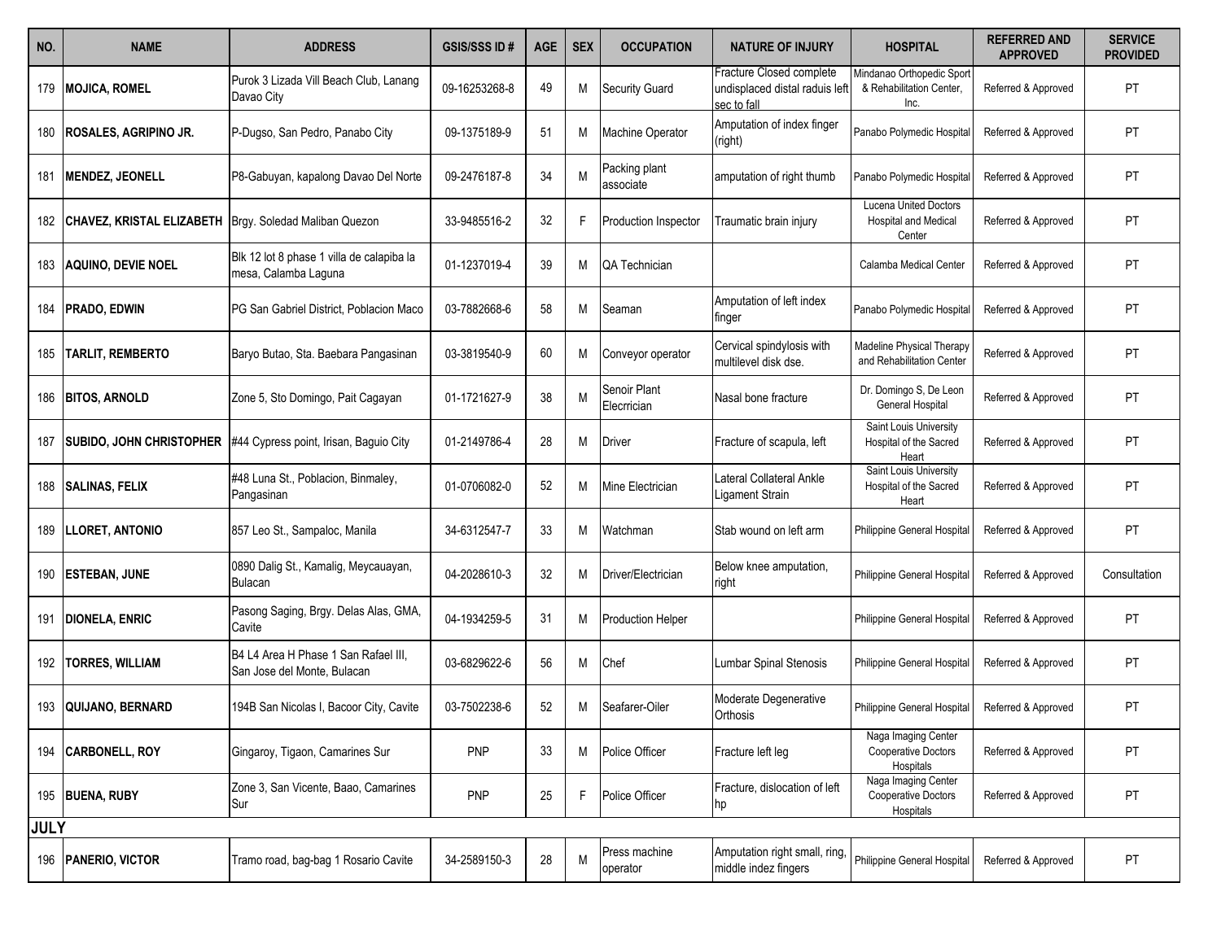| NO. | NAME | ADDRESS | GSIS/SSS ID # | AGE | SEX | OCCUPATION | NATURE OF INJURY | HOSPITAL | REFERRED AND APPROVED | SERVICE PROVIDED |
|---|---|---|---|---|---|---|---|---|---|---|
| 179 | **MOJICA, ROMEL** | Purok 3 Lizada Vill Beach Club, Lanang Davao City | 09-16253268-8 | 49 | M | Security Guard | Fracture Closed complete undisplaced distal raduis left sec to fall | Mindanao Orthopedic Sport & Rehabilitation Center, Inc. | Referred & Approved | PT |
| 180 | **ROSALES, AGRIPINO JR.** | P-Dugso, San Pedro, Panabo City | 09-1375189-9 | 51 | M | Machine Operator | Amputation of index finger (right) | Panabo Polymedic Hospital | Referred & Approved | PT |
| 181 | **MENDEZ, JEONELL** | P8-Gabuyan, kapalong Davao Del Norte | 09-2476187-8 | 34 | M | Packing plant associate | amputation of right thumb | Panabo Polymedic Hospital | Referred & Approved | PT |
| 182 | **CHAVEZ, KRISTAL ELIZABETH** | Brgy. Soledad Maliban Quezon | 33-9485516-2 | 32 | F | Production Inspector | Traumatic brain injury | Lucena United Doctors Hospital and Medical Center | Referred & Approved | PT |
| 183 | **AQUINO, DEVIE NOEL** | Blk 12 lot 8 phase 1 villa de calapiba la mesa, Calamba Laguna | 01-1237019-4 | 39 | M | QA Technician | | Calamba Medical Center | Referred & Approved | PT |
| 184 | **PRADO, EDWIN** | PG San Gabriel District, Poblacion Maco | 03-7882668-6 | 58 | M | Seaman | Amputation of left index finger | Panabo Polymedic Hospital | Referred & Approved | PT |
| 185 | **TARLIT, REMBERTO** | Baryo Butao, Sta. Baebara Pangasinan | 03-3819540-9 | 60 | M | Conveyor operator | Cervical spindylosis with multilevel disk dse. | Madeline Physical Therapy and Rehabilitation Center | Referred & Approved | PT |
| 186 | **BITOS, ARNOLD** | Zone 5, Sto Domingo, Pait Cagayan | 01-1721627-9 | 38 | M | Senoir Plant Elecrician | Nasal bone fracture | Dr. Domingo S, De Leon General Hospital | Referred & Approved | PT |
| 187 | **SUBIDO, JOHN CHRISTOPHER** | #44 Cypress point, Irisan, Baguio City | 01-2149786-4 | 28 | M | Driver | Fracture of scapula, left | Saint Louis University Hospital of the Sacred Heart | Referred & Approved | PT |
| 188 | **SALINAS, FELIX** | #48 Luna St., Poblacion, Binmaley, Pangasinan | 01-0706082-0 | 52 | M | Mine Electrician | Lateral Collateral Ankle Ligament Strain | Saint Louis University Hospital of the Sacred Heart | Referred & Approved | PT |
| 189 | **LLORET, ANTONIO** | 857 Leo St., Sampaloc, Manila | 34-6312547-7 | 33 | M | Watchman | Stab wound on left arm | Philippine General Hospital | Referred & Approved | PT |
| 190 | **ESTEBAN, JUNE** | 0890 Dalig St., Kamalig, Meycauayan, Bulacan | 04-2028610-3 | 32 | M | Driver/Electrician | Below knee amputation, right | Philippine General Hospital | Referred & Approved | Consultation |
| 191 | **DIONELA, ENRIC** | Pasong Saging, Brgy. Delas Alas, GMA, Cavite | 04-1934259-5 | 31 | M | Production Helper | | Philippine General Hospital | Referred & Approved | PT |
| 192 | **TORRES, WILLIAM** | B4 L4 Area H Phase 1 San Rafael III, San Jose del Monte, Bulacan | 03-6829622-6 | 56 | M | Chef | Lumbar Spinal Stenosis | Philippine General Hospital | Referred & Approved | PT |
| 193 | **QUIJANO, BERNARD** | 194B San Nicolas I, Bacoor City, Cavite | 03-7502238-6 | 52 | M | Seafarer-Oiler | Moderate Degenerative Orthosis | Philippine General Hospital | Referred & Approved | PT |
| 194 | **CARBONELL, ROY** | Gingaroy, Tigaon, Camarines Sur | PNP | 33 | M | Police Officer | Fracture left leg | Naga Imaging Center Cooperative Doctors Hospitals | Referred & Approved | PT |
| 195 | **BUENA, RUBY** | Zone 3, San Vicente, Baao, Camarines Sur | PNP | 25 | F | Police Officer | Fracture, dislocation of left hp | Naga Imaging Center Cooperative Doctors Hospitals | Referred & Approved | PT |
| **JULY** | | | | | | | | | | |
| 196 | **PANERIO, VICTOR** | Tramo road, bag-bag 1 Rosario Cavite | 34-2589150-3 | 28 | M | Press machine operator | Amputation right small, ring, middle indez fingers | Philippine General Hospital | Referred & Approved | PT |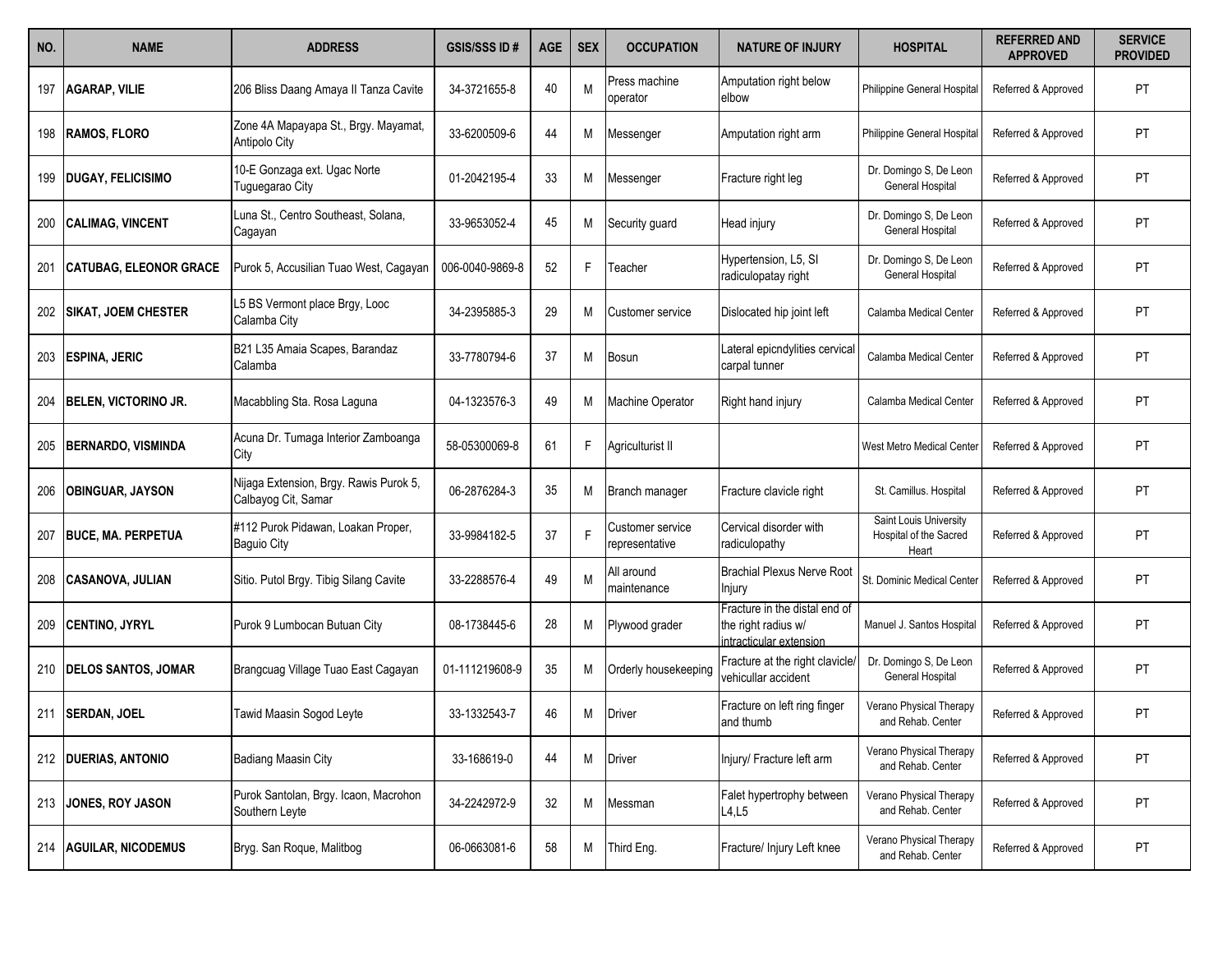| NO. | NAME | ADDRESS | GSIS/SSS ID # | AGE | SEX | OCCUPATION | NATURE OF INJURY | HOSPITAL | REFERRED AND APPROVED | SERVICE PROVIDED |
|---|---|---|---|---|---|---|---|---|---|---|
| 197 | **AGARAP, VILIE** | 206 Bliss Daang Amaya II Tanza Cavite | 34-3721655-8 | 40 | M | Press machine operator | Amputation right below elbow | Philippine General Hospital | Referred & Approved | PT |
| 198 | **RAMOS, FLORO** | Zone 4A Mapayapa St., Brgy. Mayamat, Antipolo City | 33-6200509-6 | 44 | M | Messenger | Amputation right arm | Philippine General Hospital | Referred & Approved | PT |
| 199 | **DUGAY, FELICISIMO** | 10-E Gonzaga ext. Ugac Norte Tuguegarao City | 01-2042195-4 | 33 | M | Messenger | Fracture right leg | Dr. Domingo S, De Leon General Hospital | Referred & Approved | PT |
| 200 | **CALIMAG, VINCENT** | Luna St., Centro Southeast, Solana, Cagayan | 33-9653052-4 | 45 | M | Security guard | Head injury | Dr. Domingo S, De Leon General Hospital | Referred & Approved | PT |
| 201 | **CATUBAG, ELEONOR GRACE** | Purok 5, Accusilian Tuao West, Cagayan | 006-0040-9869-8 | 52 | F | Teacher | Hypertension, L5, SI radiculopatay right | Dr. Domingo S, De Leon General Hospital | Referred & Approved | PT |
| 202 | **SIKAT, JOEM CHESTER** | L5 BS Vermont place Brgy, Looc Calamba City | 34-2395885-3 | 29 | M | Customer service | Dislocated hip joint left | Calamba Medical Center | Referred & Approved | PT |
| 203 | **ESPINA, JERIC** | B21 L35 Amaia Scapes, Barandaz Calamba | 33-7780794-6 | 37 | M | Bosun | Lateral epicndylities cervical carpal tunner | Calamba Medical Center | Referred & Approved | PT |
| 204 | **BELEN, VICTORINO JR.** | Macabbling Sta. Rosa Laguna | 04-1323576-3 | 49 | M | Machine Operator | Right hand injury | Calamba Medical Center | Referred & Approved | PT |
| 205 | **BERNARDO, VISMINDA** | Acuna Dr. Tumaga Interior Zamboanga City | 58-05300069-8 | 61 | F | Agriculturist II | | West Metro Medical Center | Referred & Approved | PT |
| 206 | **OBINGUAR, JAYSON** | Nijaga Extension, Brgy. Rawis Purok 5, Calbayog Cit, Samar | 06-2876284-3 | 35 | M | Branch manager | Fracture clavicle right | St. Camillus. Hospital | Referred & Approved | PT |
| 207 | **BUCE, MA. PERPETUA** | #112 Purok Pidawan, Loakan Proper, Baguio City | 33-9984182-5 | 37 | F | Customer service representative | Cervical disorder with radiculopathy | Saint Louis University Hospital of the Sacred Heart | Referred & Approved | PT |
| 208 | **CASANOVA, JULIAN** | Sitio. Putol Brgy. Tibig Silang Cavite | 33-2288576-4 | 49 | M | All around maintenance | Brachial Plexus Nerve Root Injury | St. Dominic Medical Center | Referred & Approved | PT |
| 209 | **CENTINO, JYRYL** | Purok 9 Lumbocan Butuan City | 08-1738445-6 | 28 | M | Plywood grader | Fracture in the distal end of the right radius w/ intracticular extension | Manuel J. Santos Hospital | Referred & Approved | PT |
| 210 | **DELOS SANTOS, JOMAR** | Brangcuag Village Tuao East Cagayan | 01-111219608-9 | 35 | M | Orderly housekeeping | Fracture at the right clavicle/ vehicullar accident | Dr. Domingo S, De Leon General Hospital | Referred & Approved | PT |
| 211 | **SERDAN, JOEL** | Tawid Maasin Sogod Leyte | 33-1332543-7 | 46 | M | Driver | Fracture on left ring finger and thumb | Verano Physical Therapy and Rehab. Center | Referred & Approved | PT |
| 212 | **DUERIAS, ANTONIO** | Badiang Maasin City | 33-168619-0 | 44 | M | Driver | Injury/ Fracture left arm | Verano Physical Therapy and Rehab. Center | Referred & Approved | PT |
| 213 | **JONES, ROY JASON** | Purok Santolan, Brgy. Icaon, Macrohon Southern Leyte | 34-2242972-9 | 32 | M | Messman | Falet hypertrophy between L4,L5 | Verano Physical Therapy and Rehab. Center | Referred & Approved | PT |
| 214 | **AGUILAR, NICODEMUS** | Bryg. San Roque, Malitbog | 06-0663081-6 | 58 | M | Third Eng. | Fracture/ Injury Left knee | Verano Physical Therapy and Rehab. Center | Referred & Approved | PT |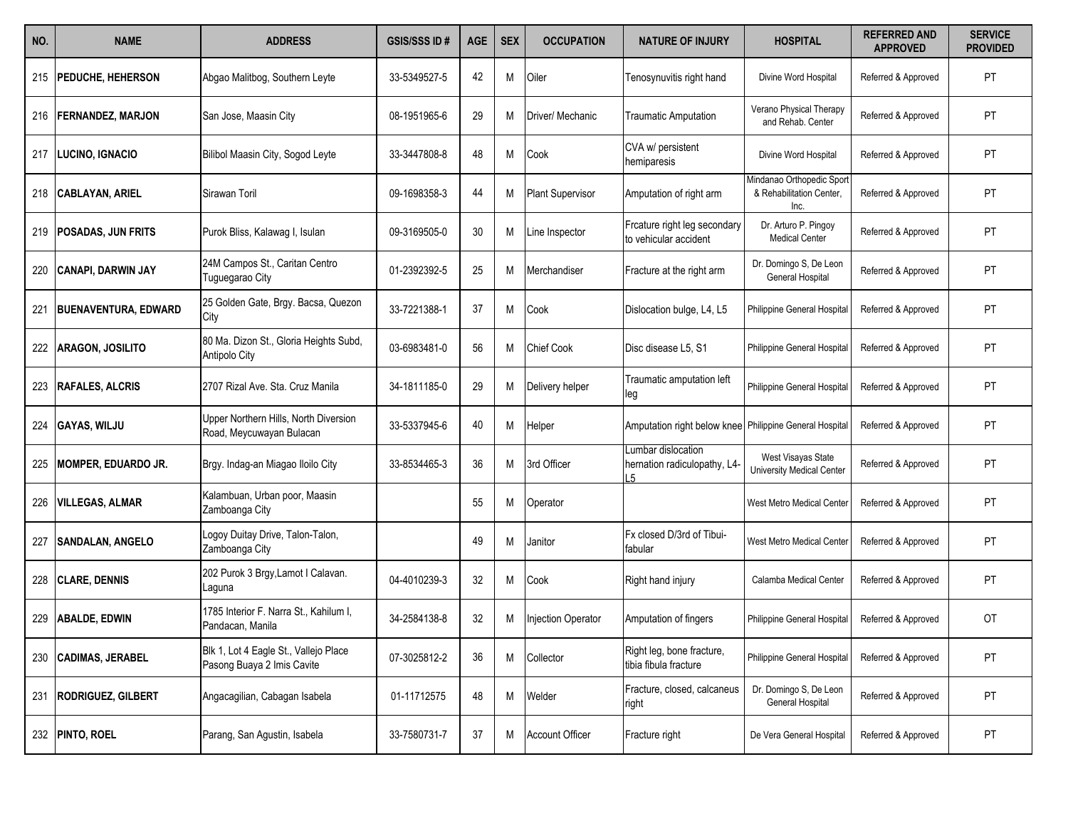| NO. | NAME | ADDRESS | GSIS/SSS ID # | AGE | SEX | OCCUPATION | NATURE OF INJURY | HOSPITAL | REFERRED AND APPROVED | SERVICE PROVIDED |
|---|---|---|---|---|---|---|---|---|---|---|
| 215 | **PEDUCHE, HEHERSON** | Abgao Malitbog, Southern Leyte | 33-5349527-5 | 42 | M | Oiler | Tenosynuvitis right hand | Divine Word Hospital | Referred & Approved | PT |
| 216 | **FERNANDEZ, MARJON** | San Jose, Maasin City | 08-1951965-6 | 29 | M | Driver/ Mechanic | Traumatic Amputation | Verano Physical Therapy and Rehab. Center | Referred & Approved | PT |
| 217 | **LUCINO, IGNACIO** | Bilibol Maasin City, Sogod Leyte | 33-3447808-8 | 48 | M | Cook | CVA w/ persistent hemiparesis | Divine Word Hospital | Referred & Approved | PT |
| 218 | **CABLAYAN, ARIEL** | Sirawan Toril | 09-1698358-3 | 44 | M | Plant Supervisor | Amputation of right arm | Mindanao Orthopedic Sport & Rehabilitation Center, Inc. | Referred & Approved | PT |
| 219 | **POSADAS, JUN FRITS** | Purok Bliss, Kalawag I, Isulan | 09-3169505-0 | 30 | M | Line Inspector | Frcature right leg secondary to vehicular accident | Dr. Arturo P. Pingoy Medical Center | Referred & Approved | PT |
| 220 | **CANAPI, DARWIN JAY** | 24M Campos St., Caritan Centro Tuguegarao City | 01-2392392-5 | 25 | M | Merchandiser | Fracture at the right arm | Dr. Domingo S, De Leon General Hospital | Referred & Approved | PT |
| 221 | **BUENAVENTURA, EDWARD** | 25 Golden Gate, Brgy. Bacsa, Quezon City | 33-7221388-1 | 37 | M | Cook | Dislocation bulge, L4, L5 | Philippine General Hospital | Referred & Approved | PT |
| 222 | **ARAGON, JOSILITO** | 80 Ma. Dizon St., Gloria Heights Subd, Antipolo City | 03-6983481-0 | 56 | M | Chief Cook | Disc disease L5, S1 | Philippine General Hospital | Referred & Approved | PT |
| 223 | **RAFALES, ALCRIS** | 2707 Rizal Ave. Sta. Cruz Manila | 34-1811185-0 | 29 | M | Delivery helper | Traumatic amputation left leg | Philippine General Hospital | Referred & Approved | PT |
| 224 | **GAYAS, WILJU** | Upper Northern Hills, North Diversion Road, Meycuwayan Bulacan | 33-5337945-6 | 40 | M | Helper | Amputation right below knee | Philippine General Hospital | Referred & Approved | PT |
| 225 | **MOMPER, EDUARDO JR.** | Brgy. Indag-an Miagao Iloilo City | 33-8534465-3 | 36 | M | 3rd Officer | Lumbar dislocation hernation radiculopathy, L4-L5 | West Visayas State University Medical Center | Referred & Approved | PT |
| 226 | **VILLEGAS, ALMAR** | Kalambuan, Urban poor, Maasin Zamboanga City | | 55 | M | Operator | | West Metro Medical Center | Referred & Approved | PT |
| 227 | **SANDALAN, ANGELO** | Logoy Duitay Drive, Talon-Talon, Zamboanga City | | 49 | M | Janitor | Fx closed D/3rd of Tibui-fabular | West Metro Medical Center | Referred & Approved | PT |
| 228 | **CLARE, DENNIS** | 202 Purok 3 Brgy,Lamot I Calavan. Laguna | 04-4010239-3 | 32 | M | Cook | Right hand injury | Calamba Medical Center | Referred & Approved | PT |
| 229 | **ABALDE, EDWIN** | 1785 Interior F. Narra St., Kahilum I, Pandacan, Manila | 34-2584138-8 | 32 | M | Injection Operator | Amputation of fingers | Philippine General Hospital | Referred & Approved | OT |
| 230 | **CADIMAS, JERABEL** | Blk 1, Lot 4 Eagle St., Vallejo Place Pasong Buaya 2 Imis Cavite | 07-3025812-2 | 36 | M | Collector | Right leg, bone fracture, tibia fibula fracture | Philippine General Hospital | Referred & Approved | PT |
| 231 | **RODRIGUEZ, GILBERT** | Angacagilian, Cabagan Isabela | 01-11712575 | 48 | M | Welder | Fracture, closed, calcaneus right | Dr. Domingo S, De Leon General Hospital | Referred & Approved | PT |
| 232 | **PINTO, ROEL** | Parang, San Agustin, Isabela | 33-7580731-7 | 37 | M | Account Officer | Fracture right | De Vera General Hospital | Referred & Approved | PT |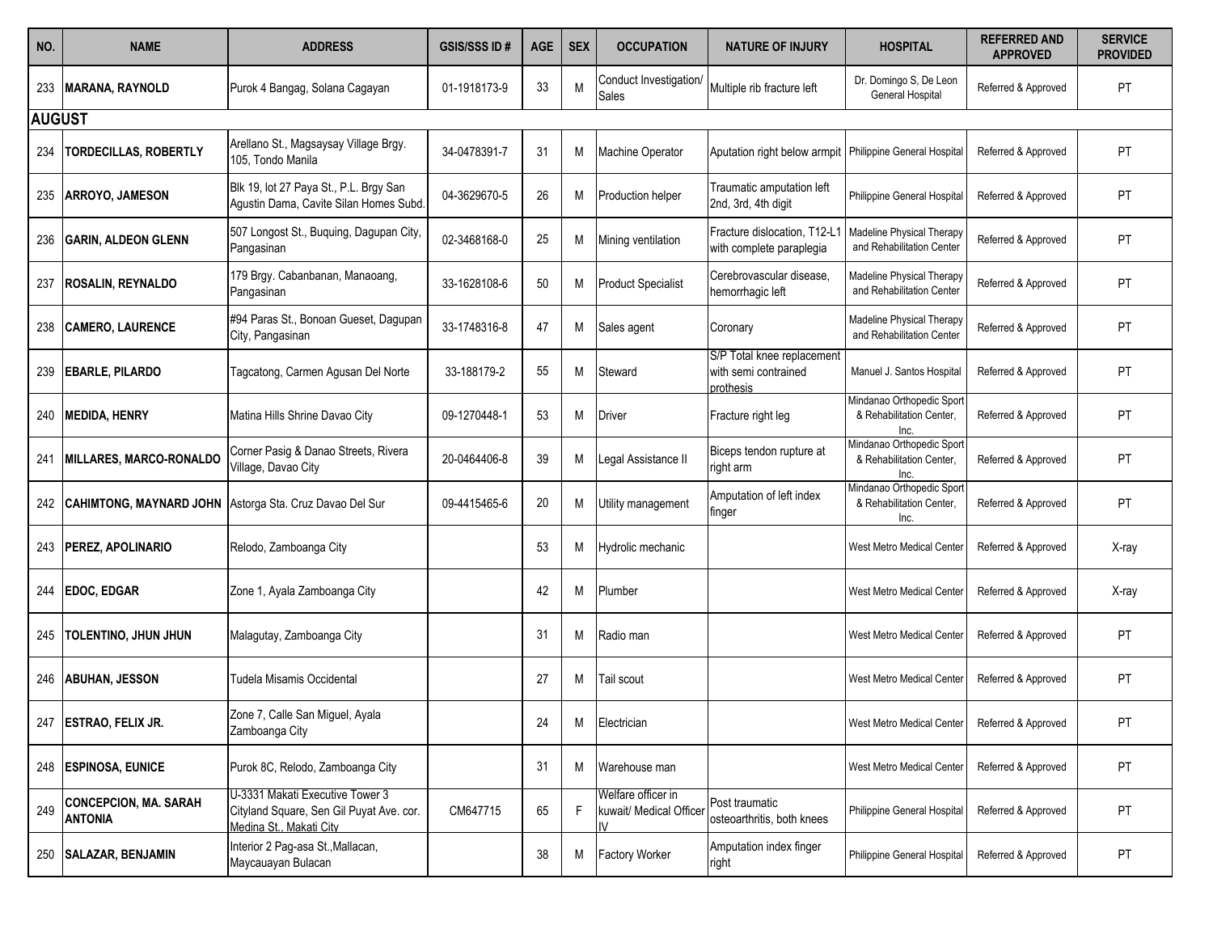| NO. | NAME | ADDRESS | GSIS/SSS ID # | AGE | SEX | OCCUPATION | NATURE OF INJURY | HOSPITAL | REFERRED AND APPROVED | SERVICE PROVIDED |
|---|---|---|---|---|---|---|---|---|---|---|
| 233 | **MARANA, RAYNOLD** | Purok 4 Bangag, Solana Cagayan | 01-1918173-9 | 33 | M | Conduct Investigation/ Sales | Multiple rib fracture left | Dr. Domingo S, De Leon General Hospital | Referred & Approved | PT |
| **AUGUST** | | | | | | | | | | |
| 234 | **TORDECILLAS, ROBERTLY** | Arellano St., Magsaysay Village Brgy. 105, Tondo Manila | 34-0478391-7 | 31 | M | Machine Operator | Aputation right below armpit | Philippine General Hospital | Referred & Approved | PT |
| 235 | **ARROYO, JAMESON** | Blk 19, lot 27 Paya St., P.L. Brgy San Agustin Dama, Cavite Silan Homes Subd. | 04-3629670-5 | 26 | M | Production helper | Traumatic amputation left 2nd, 3rd, 4th digit | Philippine General Hospital | Referred & Approved | PT |
| 236 | **GARIN, ALDEON GLENN** | 507 Longost St., Buquing, Dagupan City, Pangasinan | 02-3468168-0 | 25 | M | Mining ventilation | Fracture dislocation, T12-L1 with complete paraplegia | Madeline Physical Therapy and Rehabilitation Center | Referred & Approved | PT |
| 237 | **ROSALIN, REYNALDO** | 179 Brgy. Cabanbanan, Manaoang, Pangasinan | 33-1628108-6 | 50 | M | Product Specialist | Cerebrovascular disease, hemorrhagic left | Madeline Physical Therapy and Rehabilitation Center | Referred & Approved | PT |
| 238 | **CAMERO, LAURENCE** | #94 Paras St., Bonoan Gueset, Dagupan City, Pangasinan | 33-1748316-8 | 47 | M | Sales agent | Coronary | Madeline Physical Therapy and Rehabilitation Center | Referred & Approved | PT |
| 239 | **EBARLE, PILARDO** | Tagcatong, Carmen Agusan Del Norte | 33-188179-2 | 55 | M | Steward | S/P Total knee replacement with semi contrained prothesis | Manuel J. Santos Hospital | Referred & Approved | PT |
| 240 | **MEDIDA, HENRY** | Matina Hills Shrine Davao City | 09-1270448-1 | 53 | M | Driver | Fracture right leg | Mindanao Orthopedic Sport & Rehabilitation Center, Inc. | Referred & Approved | PT |
| 241 | **MILLARES, MARCO-RONALDO** | Corner Pasig & Danao Streets, Rivera Village, Davao City | 20-0464406-8 | 39 | M | Legal Assistance II | Biceps tendon rupture at right arm | Mindanao Orthopedic Sport & Rehabilitation Center, Inc. | Referred & Approved | PT |
| 242 | **CAHIMTONG, MAYNARD JOHN** | Astorga Sta. Cruz Davao Del Sur | 09-4415465-6 | 20 | M | Utility management | Amputation of left index finger | Mindanao Orthopedic Sport & Rehabilitation Center, Inc. | Referred & Approved | PT |
| 243 | **PEREZ, APOLINARIO** | Relodo, Zamboanga City | | 53 | M | Hydrolic mechanic | | West Metro Medical Center | Referred & Approved | X-ray |
| 244 | **EDOC, EDGAR** | Zone 1, Ayala Zamboanga City | | 42 | M | Plumber | | West Metro Medical Center | Referred & Approved | X-ray |
| 245 | **TOLENTINO, JHUN JHUN** | Malagutay, Zamboanga City | | 31 | M | Radio man | | West Metro Medical Center | Referred & Approved | PT |
| 246 | **ABUHAN, JESSON** | Tudela Misamis Occidental | | 27 | M | Tail scout | | West Metro Medical Center | Referred & Approved | PT |
| 247 | **ESTRAO, FELIX JR.** | Zone 7, Calle San Miguel, Ayala Zamboanga City | | 24 | M | Electrician | | West Metro Medical Center | Referred & Approved | PT |
| 248 | **ESPINOSA, EUNICE** | Purok 8C, Relodo, Zamboanga City | | 31 | M | Warehouse man | | West Metro Medical Center | Referred & Approved | PT |
| 249 | **CONCEPCION, MA. SARAH ANTONIA** | U-3331 Makati Executive Tower 3 Cityland Square, Sen Gil Puyat Ave. cor. Medina St., Makati City | CM647715 | 65 | F | Welfare officer in kuwait/ Medical Officer IV | Post traumatic osteoarthritis, both knees | Philippine General Hospital | Referred & Approved | PT |
| 250 | **SALAZAR, BENJAMIN** | Interior 2 Pag-asa St.,Mallacan, Maycauayan Bulacan | | 38 | M | Factory Worker | Amputation index finger right | Philippine General Hospital | Referred & Approved | PT |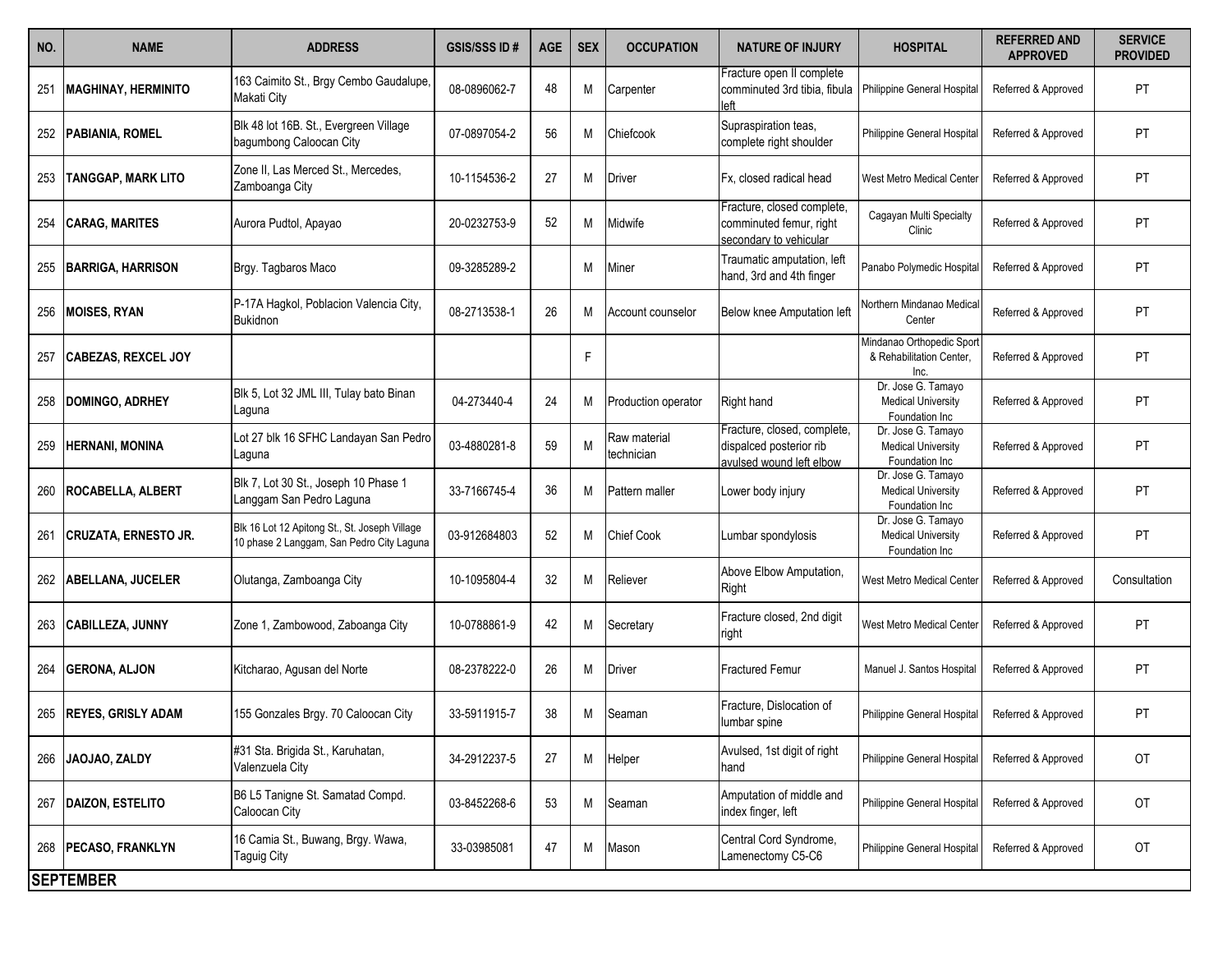| NO. | NAME | ADDRESS | GSIS/SSS ID # | AGE | SEX | OCCUPATION | NATURE OF INJURY | HOSPITAL | REFERRED AND APPROVED | SERVICE PROVIDED |
|---|---|---|---|---|---|---|---|---|---|---|
| 251 | **MAGHINAY, HERMINITO** | 163 Caimito St., Brgy Cembo Gaudalupe, Makati City | 08-0896062-7 | 48 | M | Carpenter | Fracture open II complete comminuted 3rd tibia, fibula left | Philippine General Hospital | Referred & Approved | PT |
| 252 | **PABIANIA, ROMEL** | Blk 48 lot 16B. St., Evergreen Village bagumbong Caloocan City | 07-0897054-2 | 56 | M | Chiefcook | Supraspiration teas, complete right shoulder | Philippine General Hospital | Referred & Approved | PT |
| 253 | **TANGGAP, MARK LITO** | Zone II, Las Merced St., Mercedes, Zamboanga City | 10-1154536-2 | 27 | M | Driver | Fx, closed radical head | West Metro Medical Center | Referred & Approved | PT |
| 254 | **CARAG, MARITES** | Aurora Pudtol, Apayao | 20-0232753-9 | 52 | M | Midwife | Fracture, closed complete, comminuted femur, right secondary to vehicular | Cagayan Multi Specialty Clinic | Referred & Approved | PT |
| 255 | **BARRIGA, HARRISON** | Brgy. Tagbaros Maco | 09-3285289-2 | | M | Miner | Traumatic amputation, left hand, 3rd and 4th finger | Panabo Polymedic Hospital | Referred & Approved | PT |
| 256 | **MOISES, RYAN** | P-17A Hagkol, Poblacion Valencia City, Bukidnon | 08-2713538-1 | 26 | M | Account counselor | Below knee Amputation left | Northern Mindanao Medical Center | Referred & Approved | PT |
| 257 | **CABEZAS, REXCEL JOY** | | | | F | | | Mindanao Orthopedic Sport & Rehabilitation Center, Inc. | Referred & Approved | PT |
| 258 | **DOMINGO, ADRHEY** | Blk 5, Lot 32 JML III, Tulay bato Binan Laguna | 04-273440-4 | 24 | M | Production operator | Right hand | Dr. Jose G. Tamayo Medical University Foundation Inc | Referred & Approved | PT |
| 259 | **HERNANI, MONINA** | Lot 27 blk 16 SFHC Landayan San Pedro Laguna | 03-4880281-8 | 59 | M | Raw material technician | Fracture, closed, complete, dispalced posterior rib avulsed wound left elbow | Dr. Jose G. Tamayo Medical University Foundation Inc | Referred & Approved | PT |
| 260 | **ROCABELLA, ALBERT** | Blk 7, Lot 30 St., Joseph 10 Phase 1 Langgam San Pedro Laguna | 33-7166745-4 | 36 | M | Pattern maller | Lower body injury | Dr. Jose G. Tamayo Medical University Foundation Inc | Referred & Approved | PT |
| 261 | **CRUZATA, ERNESTO JR.** | Blk 16 Lot 12 Apitong St., St. Joseph Village 10 phase 2 Langgam, San Pedro City Laguna | 03-912684803 | 52 | M | Chief Cook | Lumbar spondylosis | Dr. Jose G. Tamayo Medical University Foundation Inc | Referred & Approved | PT |
| 262 | **ABELLANA, JUCELER** | Olutanga, Zamboanga City | 10-1095804-4 | 32 | M | Reliever | Above Elbow Amputation, Right | West Metro Medical Center | Referred & Approved | Consultation |
| 263 | **CABILLEZA, JUNNY** | Zone 1, Zambowood, Zaboanga City | 10-0788861-9 | 42 | M | Secretary | Fracture closed, 2nd digit right | West Metro Medical Center | Referred & Approved | PT |
| 264 | **GERONA, ALJON** | Kitcharao, Agusan del Norte | 08-2378222-0 | 26 | M | Driver | Fractured Femur | Manuel J. Santos Hospital | Referred & Approved | PT |
| 265 | **REYES, GRISLY ADAM** | 155 Gonzales Brgy. 70 Caloocan City | 33-5911915-7 | 38 | M | Seaman | Fracture, Dislocation of lumbar spine | Philippine General Hospital | Referred & Approved | PT |
| 266 | **JAOJAO, ZALDY** | #31 Sta. Brigida St., Karuhatan, Valenzuela City | 34-2912237-5 | 27 | M | Helper | Avulsed, 1st digit of right hand | Philippine General Hospital | Referred & Approved | OT |
| 267 | **DAIZON, ESTELITO** | B6 L5 Tanigne St. Samatad Compd. Caloocan City | 03-8452268-6 | 53 | M | Seaman | Amputation of middle and index finger, left | Philippine General Hospital | Referred & Approved | OT |
| 268 | **PECASO, FRANKLYN** | 16 Camia St., Buwang, Brgy. Wawa, Taguig City | 33-03985081 | 47 | M | Mason | Central Cord Syndrome, Lamenectomy C5-C6 | Philippine General Hospital | Referred & Approved | OT |
| **SEPTEMBER** | | | | | | | | | | |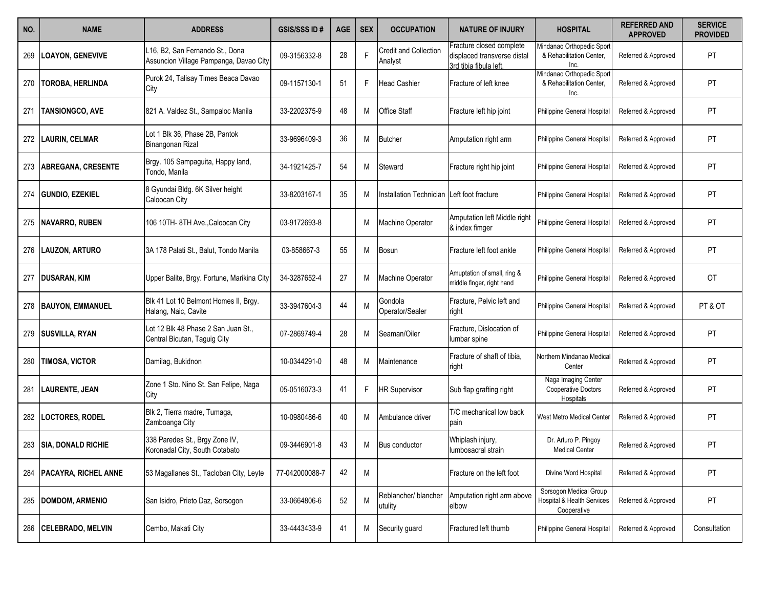| NO. | NAME | ADDRESS | GSIS/SSS ID # | AGE | SEX | OCCUPATION | NATURE OF INJURY | HOSPITAL | REFERRED AND APPROVED | SERVICE PROVIDED |
|---|---|---|---|---|---|---|---|---|---|---|
| 269 | **LOAYON, GENEVIVE** | L16, B2, San Fernando St., Dona Asuncion Village Pampanga, Davao City | 09-3156332-8 | 28 | F | Credit and Collection Analyst | Fracture closed complete displaced transverse distal 3rd tibia fibula left, | Mindanao Orthopedic Sport & Rehabilitation Center, Inc. | Referred & Approved | PT |
| 270 | **TOROBA, HERLINDA** | Purok 24, Talisay Times Beaca Davao City | 09-1157130-1 | 51 | F | Head Cashier | Fracture of left knee | Mindanao Orthopedic Sport & Rehabilitation Center, Inc. | Referred & Approved | PT |
| 271 | **TANSIONGCO, AVE** | 821 A. Valdez St., Sampaloc Manila | 33-2202375-9 | 48 | M | Office Staff | Fracture left hip joint | Philippine General Hospital | Referred & Approved | PT |
| 272 | **LAURIN, CELMAR** | Lot 1 Blk 36, Phase 2B, Pantok Binangonan Rizal | 33-9696409-3 | 36 | M | Butcher | Amputation right arm | Philippine General Hospital | Referred & Approved | PT |
| 273 | **ABREGANA, CRESENTE** | Brgy. 105 Sampaguita, Happy land, Tondo, Manila | 34-1921425-7 | 54 | M | Steward | Fracture right hip joint | Philippine General Hospital | Referred & Approved | PT |
| 274 | **GUNDIO, EZEKIEL** | 8 Gyundai Bldg. 6K Silver height Caloocan City | 33-8203167-1 | 35 | M | Installation Technician | Left foot fracture | Philippine General Hospital | Referred & Approved | PT |
| 275 | **NAVARRO, RUBEN** | 106 10TH- 8TH Ave.,Caloocan City | 03-9172693-8 | | M | Machine Operator | Amputation left Middle right & index fimger | Philippine General Hospital | Referred & Approved | PT |
| 276 | **LAUZON, ARTURO** | 3A 178 Palati St., Balut, Tondo Manila | 03-858667-3 | 55 | M | Bosun | Fracture left foot ankle | Philippine General Hospital | Referred & Approved | PT |
| 277 | **DUSARAN, KIM** | Upper Balite, Brgy. Fortune, Marikina City | 34-3287652-4 | 27 | M | Machine Operator | Amuptation of small, ring & middle finger, right hand | Philippine General Hospital | Referred & Approved | OT |
| 278 | **BAUYON, EMMANUEL** | Blk 41 Lot 10 Belmont Homes II, Brgy. Halang, Naic, Cavite | 33-3947604-3 | 44 | M | Gondola Operator/Sealer | Fracture, Pelvic left and right | Philippine General Hospital | Referred & Approved | PT & OT |
| 279 | **SUSVILLA, RYAN** | Lot 12 Blk 48 Phase 2 San Juan St., Central Bicutan, Taguig City | 07-2869749-4 | 28 | M | Seaman/Oiler | Fracture, Dislocation of lumbar spine | Philippine General Hospital | Referred & Approved | PT |
| 280 | **TIMOSA, VICTOR** | Damilag, Bukidnon | 10-0344291-0 | 48 | M | Maintenance | Fracture of shaft of tibia, right | Northern Mindanao Medical Center | Referred & Approved | PT |
| 281 | **LAURENTE, JEAN** | Zone 1 Sto. Nino St. San Felipe, Naga City | 05-0516073-3 | 41 | F | HR Supervisor | Sub flap grafting right | Naga Imaging Center Cooperative Doctors Hospitals | Referred & Approved | PT |
| 282 | **LOCTORES, RODEL** | Blk 2, Tierra madre, Tumaga, Zamboanga City | 10-0980486-6 | 40 | M | Ambulance driver | T/C mechanical low back pain | West Metro Medical Center | Referred & Approved | PT |
| 283 | **SIA, DONALD RICHIE** | 338 Paredes St., Brgy Zone IV, Koronadal City, South Cotabato | 09-3446901-8 | 43 | M | Bus conductor | Whiplash injury, lumbosacral strain | Dr. Arturo P. Pingoy Medical Center | Referred & Approved | PT |
| 284 | **PACAYRA, RICHEL ANNE** | 53 Magallanes St., Tacloban City, Leyte | 77-042000088-7 | 42 | M | | Fracture on the left foot | Divine Word Hospital | Referred & Approved | PT |
| 285 | **DOMDOM, ARMENIO** | San Isidro, Prieto Daz, Sorsogon | 33-0664806-6 | 52 | M | Reblancher/ blancher utulity | Amputation right arm above elbow | Sorsogon Medical Group Hospital & Health Services Cooperative | Referred & Approved | PT |
| 286 | **CELEBRADO, MELVIN** | Cembo, Makati City | 33-4443433-9 | 41 | M | Security guard | Fractured left thumb | Philippine General Hospital | Referred & Approved | Consultation |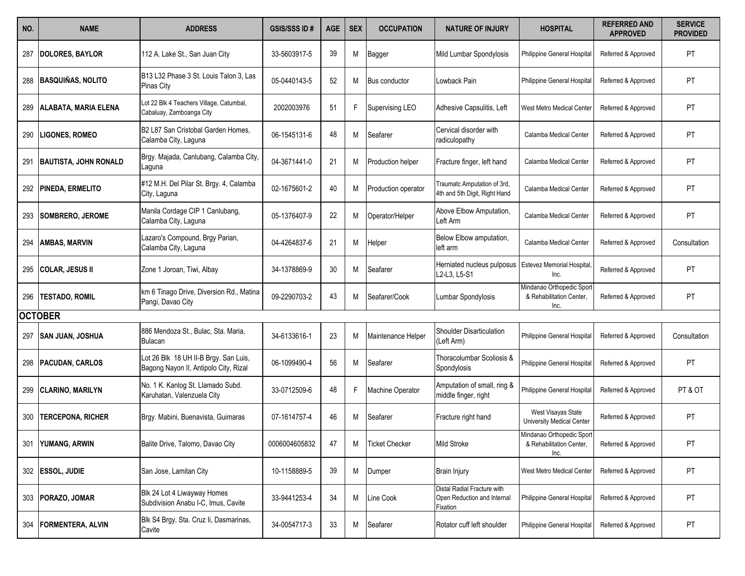| NO. | NAME | ADDRESS | GSIS/SSS ID # | AGE | SEX | OCCUPATION | NATURE OF INJURY | HOSPITAL | REFERRED AND APPROVED | SERVICE PROVIDED |
|---|---|---|---|---|---|---|---|---|---|---|
| 287 | **DOLORES, BAYLOR** | 112 A. Lake St., San Juan City | 33-5603917-5 | 39 | M | Bagger | Mild Lumbar Spondylosis | Philippine General Hospital | Referred & Approved | PT |
| 288 | **BASQUIÑAS, NOLITO** | B13 L32 Phase 3 St. Louis Talon 3, Las Pinas City | 05-0440143-5 | 52 | M | Bus conductor | Lowback Pain | Philippine General Hospital | Referred & Approved | PT |
| 289 | **ALABATA, MARIA ELENA** | Lot 22 Blk 4 Teachers Village, Catumbal, Cabaluay, Zamboanga City | 2002003976 | 51 | F | Supervising LEO | Adhesive Capsulitis, Left | West Metro Medical Center | Referred & Approved | PT |
| 290 | **LIGONES, ROMEO** | B2 L87 San Cristobal Garden Homes, Calamba City, Laguna | 06-1545131-6 | 48 | M | Seafarer | Cervical disorder with radiculopathy | Calamba Medical Center | Referred & Approved | PT |
| 291 | **BAUTISTA, JOHN RONALD** | Brgy. Majada, Canlubang, Calamba City, Laguna | 04-3671441-0 | 21 | M | Production helper | Fracture finger, left hand | Calamba Medical Center | Referred & Approved | PT |
| 292 | **PINEDA, ERMELITO** | #12 M.H. Del Pilar St. Brgy. 4, Calamba City, Laguna | 02-1675601-2 | 40 | M | Production operator | Traumatc Amputation of 3rd, 4th and 5th Digit, Right Hand | Calamba Medical Center | Referred & Approved | PT |
| 293 | **SOMBRERO, JEROME** | Manila Cordage CIP 1 Canlubang, Calamba City, Laguna | 05-1376407-9 | 22 | M | Operator/Helper | Above Elbow Amputation, Left Arm | Calamba Medical Center | Referred & Approved | PT |
| 294 | **AMBAS, MARVIN** | Lazaro's Compound, Brgy Parian, Calamba City, Laguna | 04-4264837-6 | 21 | M | Helper | Below Elbow amputation, left arm | Calamba Medical Center | Referred & Approved | Consultation |
| 295 | **COLAR, JESUS II** | Zone 1 Joroan, Tiwi, Albay | 34-1378869-9 | 30 | M | Seafarer | Herniated nucleus pulposus L2-L3, L5-S1 | Estevez Memorial Hospital, Inc. | Referred & Approved | PT |
| 296 | **TESTADO, ROMIL** | km 6 Tinago Drive, Diversion Rd., Matina Pangi, Davao City | 09-2290703-2 | 43 | M | Seafarer/Cook | Lumbar Spondylosis | Mindanao Orthopedic Sport & Rehabilitation Center, Inc. | Referred & Approved | PT |
| **OCTOBER** | | | | | | | | | | |
| 297 | **SAN JUAN, JOSHUA** | 886 Mendoza St., Bulac, Sta. Maria, Bulacan | 34-6133616-1 | 23 | M | Maintenance Helper | Shoulder Disarticulation (Left Arm) | Philippine General Hospital | Referred & Approved | Consultation |
| 298 | **PACUDAN, CARLOS** | Lot 26 Blk 18 UH II-B Brgy. San Luis, Bagong Nayon II, Antipolo City, Rizal | 06-1099490-4 | 56 | M | Seafarer | Thoracolumbar Scoliosis & Spondylosis | Philippine General Hospital | Referred & Approved | PT |
| 299 | **CLARINO, MARILYN** | No. 1 K. Kanlog St. Llamado Subd. Karuhatan, Valenzuela City | 33-0712509-6 | 48 | F | Machine Operator | Amputation of small, ring & middle finger, right | Philippine General Hospital | Referred & Approved | PT & OT |
| 300 | **TERCEPONA, RICHER** | Brgy. Mabini, Buenavista, Guimaras | 07-1614757-4 | 46 | M | Seafarer | Fracture right hand | West Visayas State University Medical Center | Referred & Approved | PT |
| 301 | **YUMANG, ARWIN** | Balite Drive, Talomo, Davao City | 0006004605832 | 47 | M | Ticket Checker | Mild Stroke | Mindanao Orthopedic Sport & Rehabilitation Center, Inc. | Referred & Approved | PT |
| 302 | **ESSOL, JUDIE** | San Jose, Lamitan City | 10-1158889-5 | 39 | M | Dumper | Brain Injury | West Metro Medical Center | Referred & Approved | PT |
| 303 | **PORAZO, JOMAR** | Blk 24 Lot 4 Liwayway Homes Subdivision Anabu I-C, Imus, Cavite | 33-9441253-4 | 34 | M | Line Cook | Distal Radial Fracture with Open Reduction and Internal Fixation | Philippine General Hospital | Referred & Approved | PT |
| 304 | **FORMENTERA, ALVIN** | Blk S4 Brgy. Sta. Cruz Ii, Dasmarinas, Cavite | 34-0054717-3 | 33 | M | Seafarer | Rotator cuff left shoulder | Philippine General Hospital | Referred & Approved | PT |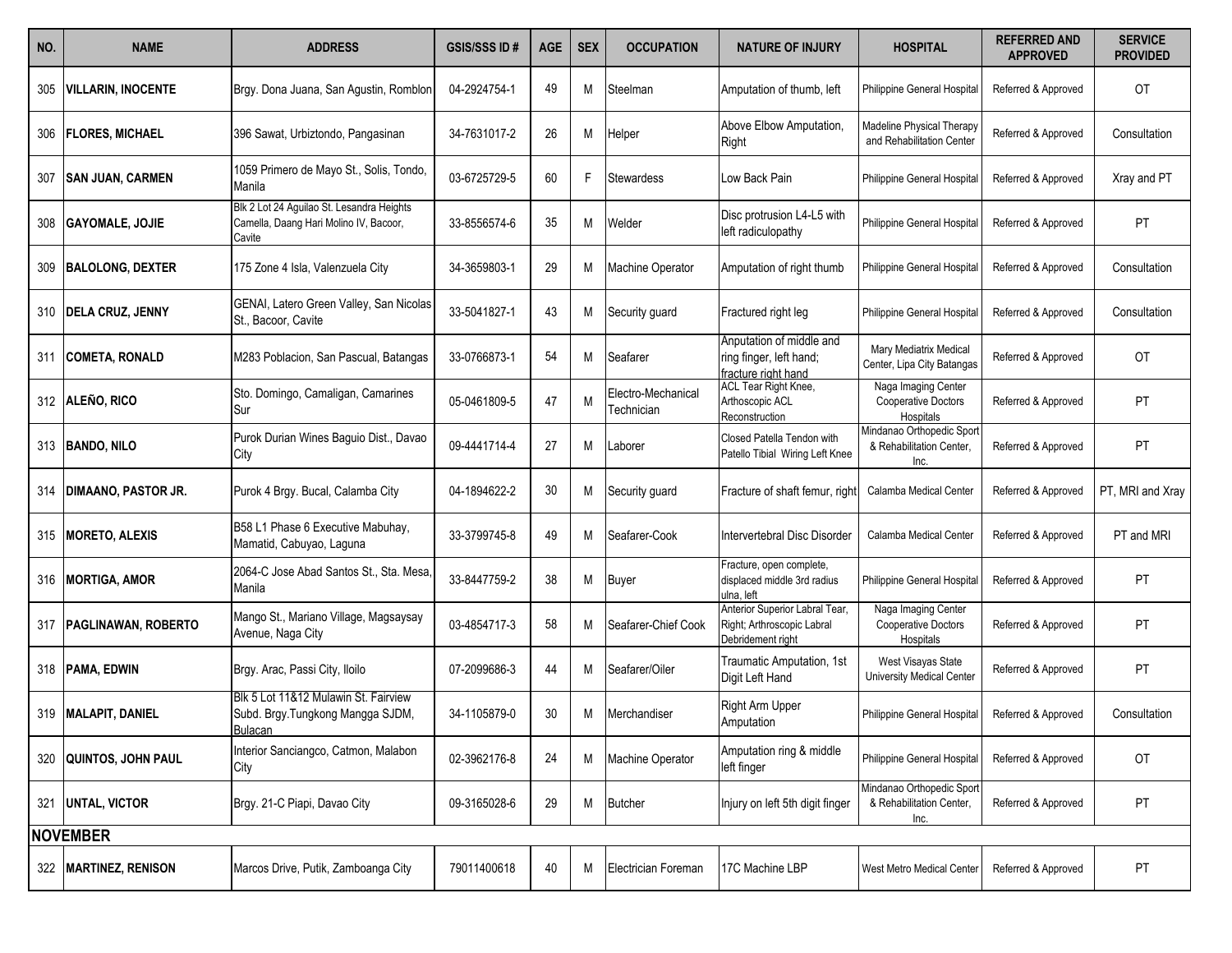| NO. | NAME | ADDRESS | GSIS/SSS ID # | AGE | SEX | OCCUPATION | NATURE OF INJURY | HOSPITAL | REFERRED AND APPROVED | SERVICE PROVIDED |
|---|---|---|---|---|---|---|---|---|---|---|
| 305 | **VILLARIN, INOCENTE** | Brgy. Dona Juana, San Agustin, Romblon | 04-2924754-1 | 49 | M | Steelman | Amputation of thumb, left | Philippine General Hospital | Referred & Approved | OT |
| 306 | **FLORES, MICHAEL** | 396 Sawat, Urbiztondo, Pangasinan | 34-7631017-2 | 26 | M | Helper | Above Elbow Amputation, Right | Madeline Physical Therapy and Rehabilitation Center | Referred & Approved | Consultation |
| 307 | **SAN JUAN, CARMEN** | 1059 Primero de Mayo St., Solis, Tondo, Manila | 03-6725729-5 | 60 | F | Stewardess | Low Back Pain | Philippine General Hospital | Referred & Approved | Xray and PT |
| 308 | **GAYOMALE, JOJIE** | Blk 2 Lot 24 Aguilao St. Lesandra Heights Camella, Daang Hari Molino IV, Bacoor, Cavite | 33-8556574-6 | 35 | M | Welder | Disc protrusion L4-L5 with left radiculopathy | Philippine General Hospital | Referred & Approved | PT |
| 309 | **BALOLONG, DEXTER** | 175 Zone 4 Isla, Valenzuela City | 34-3659803-1 | 29 | M | Machine Operator | Amputation of right thumb | Philippine General Hospital | Referred & Approved | Consultation |
| 310 | **DELA CRUZ, JENNY** | GENAI, Latero Green Valley, San Nicolas St., Bacoor, Cavite | 33-5041827-1 | 43 | M | Security guard | Fractured right leg | Philippine General Hospital | Referred & Approved | Consultation |
| 311 | **COMETA, RONALD** | M283 Poblacion, San Pascual, Batangas | 33-0766873-1 | 54 | M | Seafarer | Anputation of middle and ring finger, left hand; fracture right hand | Mary Mediatrix Medical Center, Lipa City Batangas | Referred & Approved | OT |
| 312 | **ALEÑO, RICO** | Sto. Domingo, Camaligan, Camarines Sur | 05-0461809-5 | 47 | M | Electro-Mechanical Technician | ACL Tear Right Knee, Arthoscopic ACL Reconstruction | Naga Imaging Center Cooperative Doctors Hospitals | Referred & Approved | PT |
| 313 | **BANDO, NILO** | Purok Durian Wines Baguio Dist., Davao City | 09-4441714-4 | 27 | M | Laborer | Closed Patella Tendon with Patello Tibial Wiring Left Knee | Mindanao Orthopedic Sport & Rehabilitation Center, Inc. | Referred & Approved | PT |
| 314 | **DIMAANO, PASTOR JR.** | Purok 4 Brgy. Bucal, Calamba City | 04-1894622-2 | 30 | M | Security guard | Fracture of shaft femur, right | Calamba Medical Center | Referred & Approved | PT, MRI and Xray |
| 315 | **MORETO, ALEXIS** | B58 L1 Phase 6 Executive Mabuhay, Mamatid, Cabuyao, Laguna | 33-3799745-8 | 49 | M | Seafarer-Cook | Intervertebral Disc Disorder | Calamba Medical Center | Referred & Approved | PT and MRI |
| 316 | **MORTIGA, AMOR** | 2064-C Jose Abad Santos St., Sta. Mesa, Manila | 33-8447759-2 | 38 | M | Buyer | Fracture, open complete, displaced middle 3rd radius ulna, left | Philippine General Hospital | Referred & Approved | PT |
| 317 | **PAGLINAWAN, ROBERTO** | Mango St., Mariano Village, Magsaysay Avenue, Naga City | 03-4854717-3 | 58 | M | Seafarer-Chief Cook | Anterior Superior Labral Tear, Right; Arthroscopic Labral Debridement right | Naga Imaging Center Cooperative Doctors Hospitals | Referred & Approved | PT |
| 318 | **PAMA, EDWIN** | Brgy. Arac, Passi City, Iloilo | 07-2099686-3 | 44 | M | Seafarer/Oiler | Traumatic Amputation, 1st Digit Left Hand | West Visayas State University Medical Center | Referred & Approved | PT |
| 319 | **MALAPIT, DANIEL** | Blk 5 Lot 11&12 Mulawin St. Fairview Subd. Brgy.Tungkong Mangga SJDM, Bulacan | 34-1105879-0 | 30 | M | Merchandiser | Right Arm Upper Amputation | Philippine General Hospital | Referred & Approved | Consultation |
| 320 | **QUINTOS, JOHN PAUL** | Interior Sanciangco, Catmon, Malabon City | 02-3962176-8 | 24 | M | Machine Operator | Amputation ring & middle left finger | Philippine General Hospital | Referred & Approved | OT |
| 321 | **UNTAL, VICTOR** | Brgy. 21-C Piapi, Davao City | 09-3165028-6 | 29 | M | Butcher | Injury on left 5th digit finger | Mindanao Orthopedic Sport & Rehabilitation Center, Inc. | Referred & Approved | PT |
| **NOVEMBER** | | | | | | | | | | |
| 322 | **MARTINEZ, RENISON** | Marcos Drive, Putik, Zamboanga City | 79011400618 | 40 | M | Electrician Foreman | 17C Machine LBP | West Metro Medical Center | Referred & Approved | PT |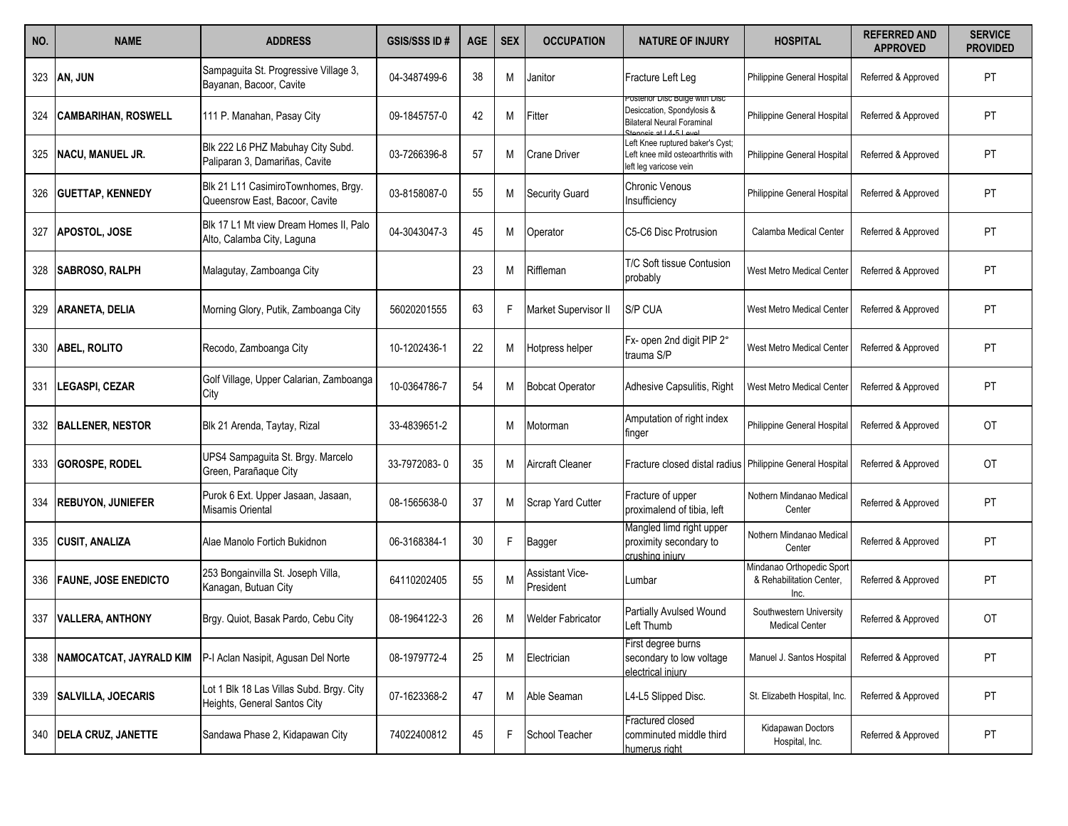| NO. | NAME | ADDRESS | GSIS/SSS ID # | AGE | SEX | OCCUPATION | NATURE OF INJURY | HOSPITAL | REFERRED AND APPROVED | SERVICE PROVIDED |
|---|---|---|---|---|---|---|---|---|---|---|
| 323 | **AN, JUN** | Sampaguita St. Progressive Village 3, Bayanan, Bacoor, Cavite | 04-3487499-6 | 38 | M | Janitor | Fracture Left Leg | Philippine General Hospital | Referred & Approved | PT |
| 324 | **CAMBARIHAN, ROSWELL** | 111 P. Manahan, Pasay City | 09-1845757-0 | 42 | M | Fitter | Posterior Disc Bulge with Disc Desiccation, Spondylosis & Bilateral Neural Foraminal Stenosis at L4-5 Level | Philippine General Hospital | Referred & Approved | PT |
| 325 | **NACU, MANUEL JR.** | Blk 222 L6 PHZ Mabuhay City Subd. Paliparan 3, Damariñas, Cavite | 03-7266396-8 | 57 | M | Crane Driver | Left Knee ruptured baker's Cyst; Left knee mild osteoarthritis with left leg varicose vein | Philippine General Hospital | Referred & Approved | PT |
| 326 | **GUETTAP, KENNEDY** | Blk 21 L11 CasimiroTownhomes, Brgy. Queensrow East, Bacoor, Cavite | 03-8158087-0 | 55 | M | Security Guard | Chronic Venous Insufficiency | Philippine General Hospital | Referred & Approved | PT |
| 327 | **APOSTOL, JOSE** | Blk 17 L1 Mt view Dream Homes II, Palo Alto, Calamba City, Laguna | 04-3043047-3 | 45 | M | Operator | C5-C6 Disc Protrusion | Calamba Medical Center | Referred & Approved | PT |
| 328 | **SABROSO, RALPH** | Malagutay, Zamboanga City | | 23 | M | Riffleman | T/C Soft tissue Contusion probably | West Metro Medical Center | Referred & Approved | PT |
| 329 | **ARANETA, DELIA** | Morning Glory, Putik, Zamboanga City | 56020201555 | 63 | F | Market Supervisor II | S/P CUA | West Metro Medical Center | Referred & Approved | PT |
| 330 | **ABEL, ROLITO** | Recodo, Zamboanga City | 10-1202436-1 | 22 | M | Hotpress helper | Fx- open 2nd digit PIP 2° trauma S/P | West Metro Medical Center | Referred & Approved | PT |
| 331 | **LEGASPI, CEZAR** | Golf Village, Upper Calarian, Zamboanga City | 10-0364786-7 | 54 | M | Bobcat Operator | Adhesive Capsulitis, Right | West Metro Medical Center | Referred & Approved | PT |
| 332 | **BALLENER, NESTOR** | Blk 21 Arenda, Taytay, Rizal | 33-4839651-2 | | M | Motorman | Amputation of right index finger | Philippine General Hospital | Referred & Approved | OT |
| 333 | **GOROSPE, RODEL** | UPS4 Sampaguita St. Brgy. Marcelo Green, Parañaque City | 33-7972083- 0 | 35 | M | Aircraft Cleaner | Fracture closed distal radius | Philippine General Hospital | Referred & Approved | OT |
| 334 | **REBUYON, JUNIEFER** | Purok 6 Ext. Upper Jasaan, Jasaan, Misamis Oriental | 08-1565638-0 | 37 | M | Scrap Yard Cutter | Fracture of upper proximalend of tibia, left | Nothern Mindanao Medical Center | Referred & Approved | PT |
| 335 | **CUSIT, ANALIZA** | Alae Manolo Fortich Bukidnon | 06-3168384-1 | 30 | F | Bagger | Mangled limd right upper proximity secondary to crushing injury | Nothern Mindanao Medical Center | Referred & Approved | PT |
| 336 | **FAUNE, JOSE ENEDICTO** | 253 Bongainvilla St. Joseph Villa, Kanagan, Butuan City | 64110202405 | 55 | M | Assistant Vice-President | Lumbar | Mindanao Orthopedic Sport & Rehabilitation Center, Inc. | Referred & Approved | PT |
| 337 | **VALLERA, ANTHONY** | Brgy. Quiot, Basak Pardo, Cebu City | 08-1964122-3 | 26 | M | Welder Fabricator | Partially Avulsed Wound Left Thumb | Southwestern University Medical Center | Referred & Approved | OT |
| 338 | **NAMOCATCAT, JAYRALD KIM** | P-I Aclan Nasipit, Agusan Del Norte | 08-1979772-4 | 25 | M | Electrician | First degree burns secondary to low voltage electrical injury | Manuel J. Santos Hospital | Referred & Approved | PT |
| 339 | **SALVILLA, JOECARIS** | Lot 1 Blk 18 Las Villas Subd. Brgy. City Heights, General Santos City | 07-1623368-2 | 47 | M | Able Seaman | L4-L5 Slipped Disc. | St. Elizabeth Hospital, Inc. | Referred & Approved | PT |
| 340 | **DELA CRUZ, JANETTE** | Sandawa Phase 2, Kidapawan City | 74022400812 | 45 | F | School Teacher | Fractured closed comminuted middle third humerus right | Kidapawan Doctors Hospital, Inc. | Referred & Approved | PT |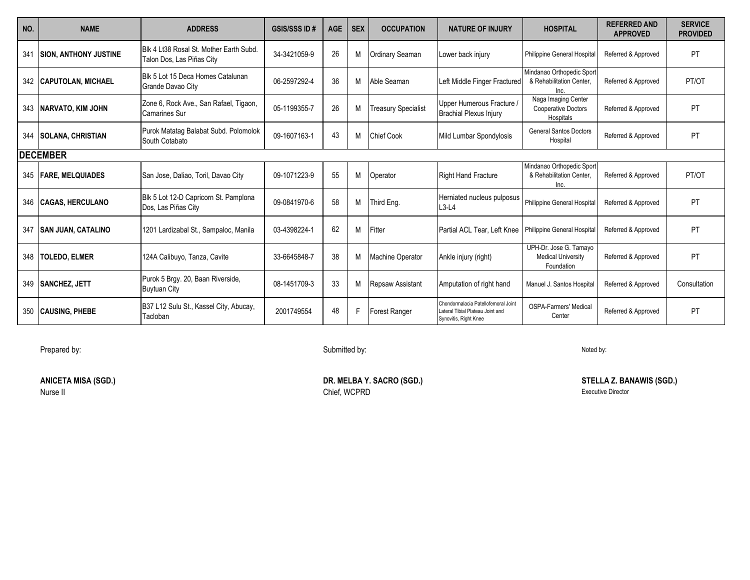| NO. | NAME | ADDRESS | GSIS/SSS ID # | AGE | SEX | OCCUPATION | NATURE OF INJURY | HOSPITAL | REFERRED AND APPROVED | SERVICE PROVIDED |
|---|---|---|---|---|---|---|---|---|---|---|
| 341 | **SION, ANTHONY JUSTINE** | Blk 4 Lt38 Rosal St. Mother Earth Subd. Talon Dos, Las Piñas City | 34-3421059-9 | 26 | M | Ordinary Seaman | Lower back injury | Philippine General Hospital | Referred & Approved | PT |
| 342 | **CAPUTOLAN, MICHAEL** | Blk 5 Lot 15 Deca Homes Catalunan Grande Davao City | 06-2597292-4 | 36 | M | Able Seaman | Left Middle Finger Fractured | Mindanao Orthopedic Sport & Rehabilitation Center, Inc. | Referred & Approved | PT/OT |
| 343 | **NARVATO, KIM JOHN** | Zone 6, Rock Ave., San Rafael, Tigaon, Camarines Sur | 05-1199355-7 | 26 | M | Treasury Specialist | Upper Humerous Fracture / Brachial Plexus Injury | Naga Imaging Center Cooperative Doctors Hospitals | Referred & Approved | PT |
| 344 | **SOLANA, CHRISTIAN** | Purok Matatag Balabat Subd. Polomolok South Cotabato | 09-1607163-1 | 43 | M | Chief Cook | Mild Lumbar Spondylosis | General Santos Doctors Hospital | Referred & Approved | PT |
| **DECEMBER** | | | | | | | | | | |
| 345 | **FARE, MELQUIADES** | San Jose, Daliao, Toril, Davao City | 09-1071223-9 | 55 | M | Operator | Right Hand Fracture | Mindanao Orthopedic Sport & Rehabilitation Center, Inc. | Referred & Approved | PT/OT |
| 346 | **CAGAS, HERCULANO** | Blk 5 Lot 12-D Capricorn St. Pamplona Dos, Las Piñas City | 09-0841970-6 | 58 | M | Third Eng. | Herniated nucleus pulposus L3-L4 | Philippine General Hospital | Referred & Approved | PT |
| 347 | **SAN JUAN, CATALINO** | 1201 Lardizabal St., Sampaloc, Manila | 03-4398224-1 | 62 | M | Fitter | Partial ACL Tear, Left Knee | Philippine General Hospital | Referred & Approved | PT |
| 348 | **TOLEDO, ELMER** | 124A Calibuyo, Tanza, Cavite | 33-6645848-7 | 38 | M | Machine Operator | Ankle injury (right) | UPH-Dr. Jose G. Tamayo Medical University Foundation | Referred & Approved | PT |
| 349 | **SANCHEZ, JETT** | Purok 5 Brgy. 20, Baan Riverside, Buytuan City | 08-1451709-3 | 33 | M | Repsaw Assistant | Amputation of right hand | Manuel J. Santos Hospital | Referred & Approved | Consultation |
| 350 | **CAUSING, PHEBE** | B37 L12 Sulu St., Kassel City, Abucay, Tacloban | 2001749554 | 48 | F | Forest Ranger | Chondormalacia Patellofemoral Joint Lateral Tibial Plateau Joint and Synovitis, Right Knee | OSPA-Farmers' Medical Center | Referred & Approved | PT |

Prepared by:

**ANICETA MISA (SGD.)**
Nurse II

Submitted by:

**DR. MELBA Y. SACRO (SGD.)**
Chief, WCPRD

Noted by:

**STELLA Z. BANAWIS (SGD.)**
Executive Director